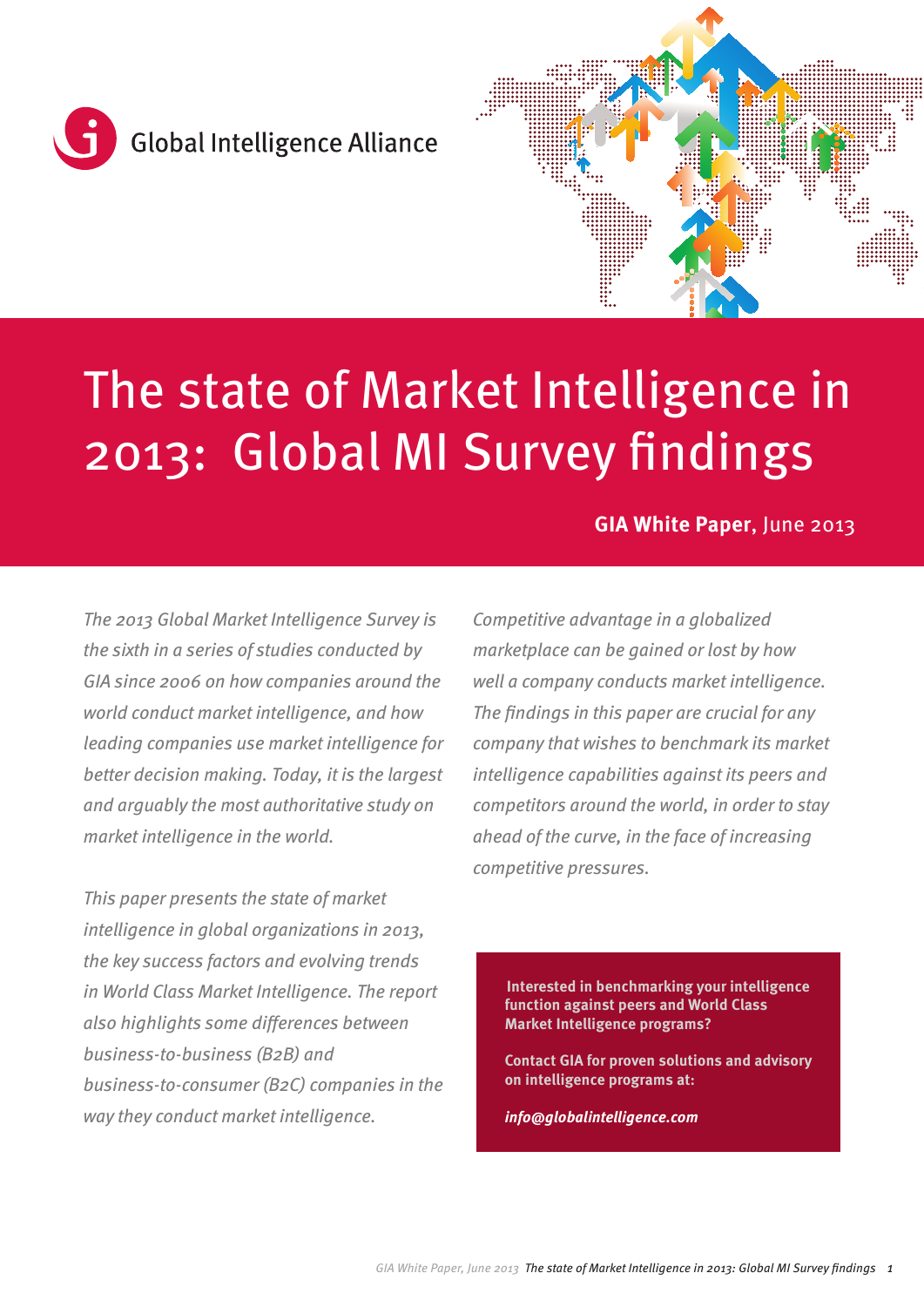Global Intelligence Alliance

# The state of Market Intelligence in 2013: Global MI Survey findings

**GIA White Paper**, June 2013

*The 2013 Global Market Intelligence Survey is the sixth in a series of studies conducted by GIA since 2006 on how companies around the world conduct market intelligence, and how leading companies use market intelligence for better decision making. Today, it is the largest and arguably the most authoritative study on market intelligence in the world.*

*This paper presents the state of market intelligence in global organizations in 2013, the key success factors and evolving trends in World Class Market Intelligence. The report also highlights some differences between business-to-business (B2B) and business-to-consumer (B2C) companies in the way they conduct market intelligence.*

*Competitive advantage in a globalized marketplace can be gained or lost by how well a company conducts market intelligence. The findings in this paper are crucial for any company that wishes to benchmark its market intelligence capabilities against its peers and competitors around the world, in order to stay ahead of the curve, in the face of increasing competitive pressures.*

**Interested in benchmarking your intelligence function against peers and World Class Market Intelligence programs?**

**Contact GIA for proven solutions and advisory on intelligence programs at:**

***info@globalintelligence.com***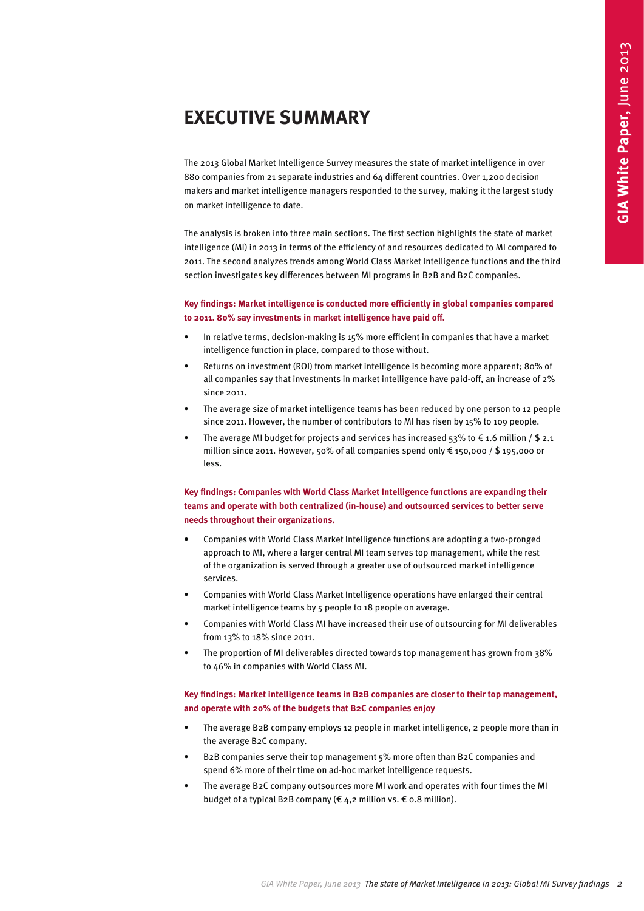# EXECUTIVE SUMMARY

The 2013 Global Market Intelligence Survey measures the state of market intelligence in over 880 companies from 21 separate industries and 64 different countries. Over 1,200 decision makers and market intelligence managers responded to the survey, making it the largest study on market intelligence to date.

The analysis is broken into three main sections. The first section highlights the state of market intelligence (MI) in 2013 in terms of the efficiency of and resources dedicated to MI compared to 2011. The second analyzes trends among World Class Market Intelligence functions and the third section investigates key differences between MI programs in B2B and B2C companies.

**Key findings: Market intelligence is conducted more efficiently in global companies compared to 2011. 80% say investments in market intelligence have paid off.**

- In relative terms, decision-making is 15% more efficient in companies that have a market intelligence function in place, compared to those without.
- Returns on investment (ROI) from market intelligence is becoming more apparent; 80% of all companies say that investments in market intelligence have paid-off, an increase of 2% since 2011.
- The average size of market intelligence teams has been reduced by one person to 12 people since 2011. However, the number of contributors to MI has risen by 15% to 109 people.
- The average MI budget for projects and services has increased 53% to € 1.6 million / $ 2.1 million since 2011. However, 50% of all companies spend only € 150,000 / $ 195,000 or less.

**Key findings: Companies with World Class Market Intelligence functions are expanding their teams and operate with both centralized (in-house) and outsourced services to better serve needs throughout their organizations.**

- Companies with World Class Market Intelligence functions are adopting a two-pronged approach to MI, where a larger central MI team serves top management, while the rest of the organization is served through a greater use of outsourced market intelligence services.
- Companies with World Class Market Intelligence operations have enlarged their central market intelligence teams by 5 people to 18 people on average.
- Companies with World Class MI have increased their use of outsourcing for MI deliverables from 13% to 18% since 2011.
- The proportion of MI deliverables directed towards top management has grown from 38% to 46% in companies with World Class MI.

**Key findings: Market intelligence teams in B2B companies are closer to their top management, and operate with 20% of the budgets that B2C companies enjoy**

- The average B2B company employs 12 people in market intelligence, 2 people more than in the average B2C company.
- B2B companies serve their top management 5% more often than B2C companies and spend 6% more of their time on ad-hoc market intelligence requests.
- The average B2C company outsources more MI work and operates with four times the MI budget of a typical B2B company (€ 4,2 million vs. € 0.8 million).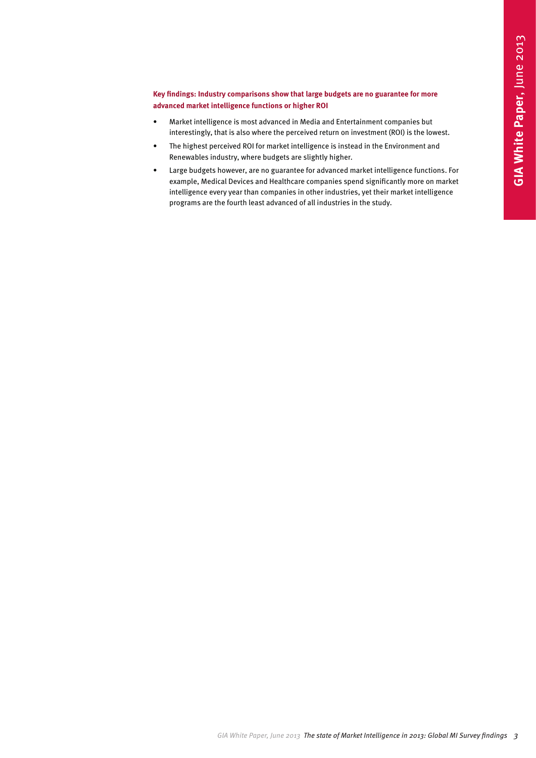**Key findings: Industry comparisons show that large budgets are no guarantee for more advanced market intelligence functions or higher ROI**

- Market intelligence is most advanced in Media and Entertainment companies but interestingly, that is also where the perceived return on investment (ROI) is the lowest.
- The highest perceived ROI for market intelligence is instead in the Environment and Renewables industry, where budgets are slightly higher.
- Large budgets however, are no guarantee for advanced market intelligence functions. For example, Medical Devices and Healthcare companies spend significantly more on market intelligence every year than companies in other industries, yet their market intelligence programs are the fourth least advanced of all industries in the study.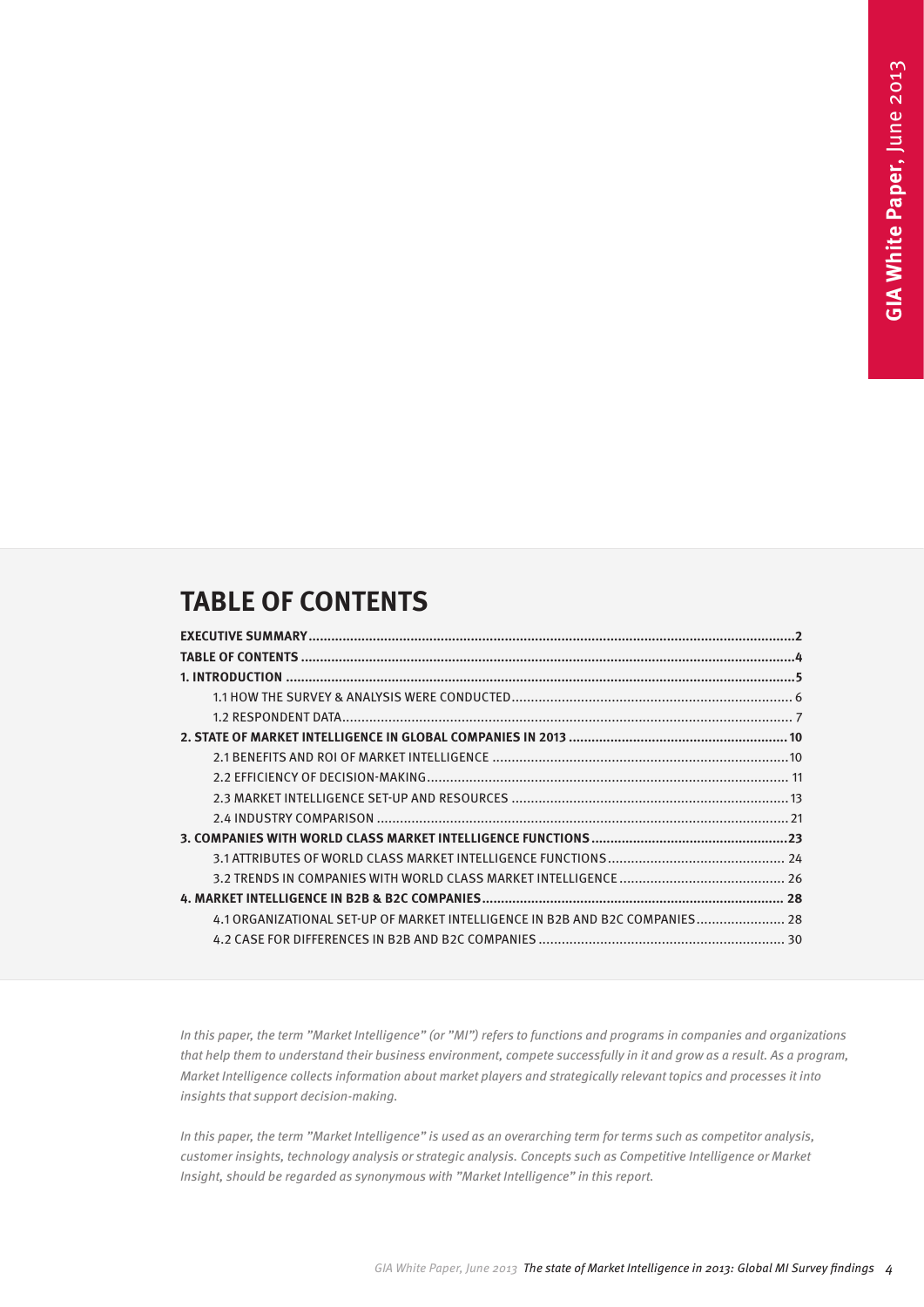# TABLE OF CONTENTS

**EXECUTIVE SUMMARY**......2
**TABLE OF CONTENTS**......4
**1. INTRODUCTION**......5
- 1.1 HOW THE SURVEY & ANALYSIS WERE CONDUCTED......6
- 1.2 RESPONDENT DATA......7

**2. STATE OF MARKET INTELLIGENCE IN GLOBAL COMPANIES IN 2013**......10
- 2.1 BENEFITS AND ROI OF MARKET INTELLIGENCE......10
- 2.2 EFFICIENCY OF DECISION-MAKING......11
- 2.3 MARKET INTELLIGENCE SET-UP AND RESOURCES......13
- 2.4 INDUSTRY COMPARISON......21

**3. COMPANIES WITH WORLD CLASS MARKET INTELLIGENCE FUNCTIONS**......23
- 3.1 ATTRIBUTES OF WORLD CLASS MARKET INTELLIGENCE FUNCTIONS......24
- 3.2 TRENDS IN COMPANIES WITH WORLD CLASS MARKET INTELLIGENCE......26

**4. MARKET INTELLIGENCE IN B2B & B2C COMPANIES**......28
- 4.1 ORGANIZATIONAL SET-UP OF MARKET INTELLIGENCE IN B2B AND B2C COMPANIES......28
- 4.2 CASE FOR DIFFERENCES IN B2B AND B2C COMPANIES......30

*In this paper, the term "Market Intelligence" (or "MI") refers to functions and programs in companies and organizations that help them to understand their business environment, compete successfully in it and grow as a result. As a program, Market Intelligence collects information about market players and strategically relevant topics and processes it into insights that support decision-making.*

*In this paper, the term "Market Intelligence" is used as an overarching term for terms such as competitor analysis, customer insights, technology analysis or strategic analysis. Concepts such as Competitive Intelligence or Market Insight, should be regarded as synonymous with "Market Intelligence" in this report.*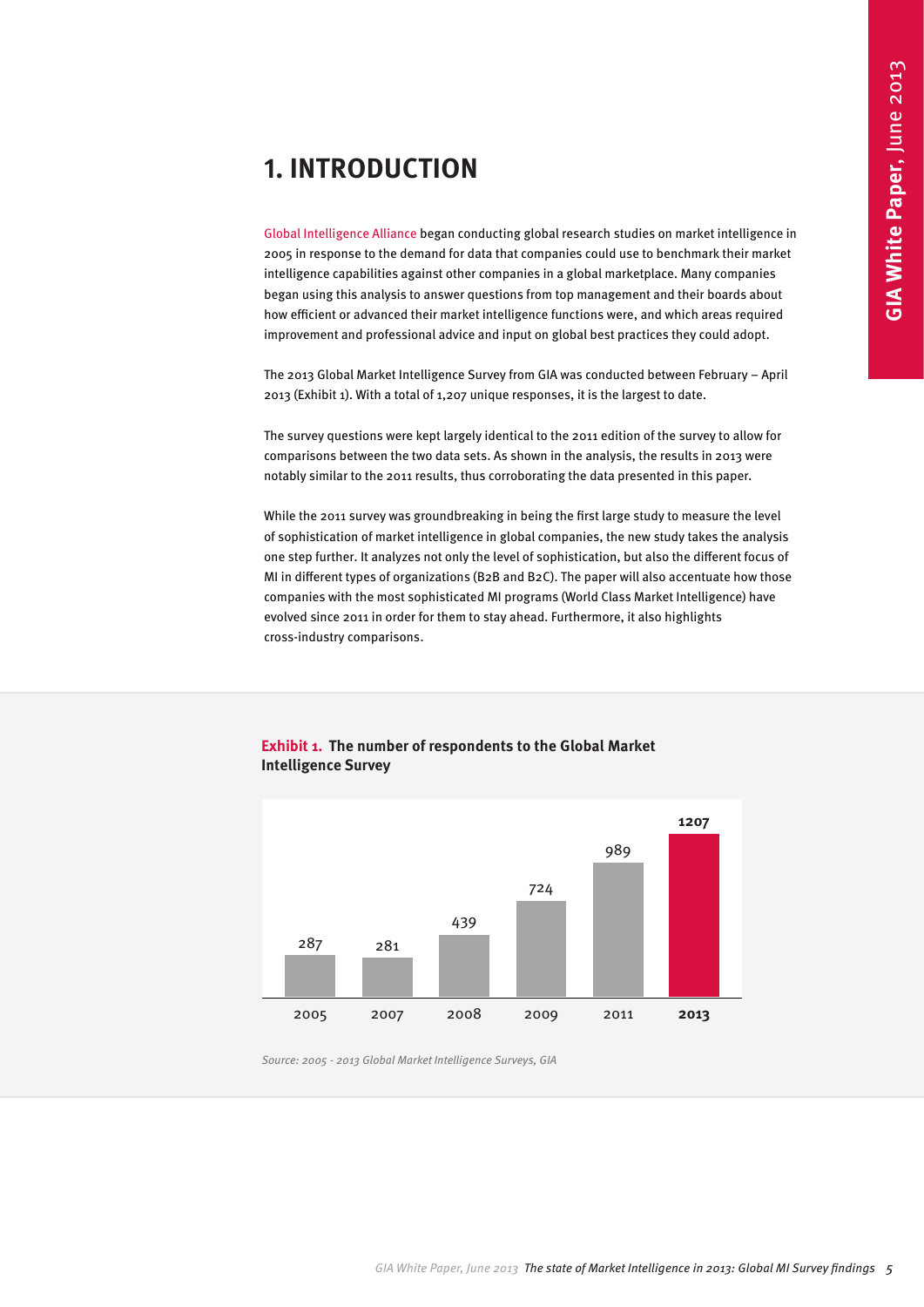# 1. INTRODUCTION

Global Intelligence Alliance began conducting global research studies on market intelligence in 2005 in response to the demand for data that companies could use to benchmark their market intelligence capabilities against other companies in a global marketplace. Many companies began using this analysis to answer questions from top management and their boards about how efficient or advanced their market intelligence functions were, and which areas required improvement and professional advice and input on global best practices they could adopt.

The 2013 Global Market Intelligence Survey from GIA was conducted between February – April 2013 (Exhibit 1). With a total of 1,207 unique responses, it is the largest to date.

The survey questions were kept largely identical to the 2011 edition of the survey to allow for comparisons between the two data sets. As shown in the analysis, the results in 2013 were notably similar to the 2011 results, thus corroborating the data presented in this paper.

While the 2011 survey was groundbreaking in being the first large study to measure the level of sophistication of market intelligence in global companies, the new study takes the analysis one step further. It analyzes not only the level of sophistication, but also the different focus of MI in different types of organizations (B2B and B2C). The paper will also accentuate how those companies with the most sophisticated MI programs (World Class Market Intelligence) have evolved since 2011 in order for them to stay ahead. Furthermore, it also highlights cross-industry comparisons.

**Exhibit 1. The number of respondents to the Global Market Intelligence Survey**

| Year | Respondents |
|---|---|
| 2005 | 287 |
| 2007 | 281 |
| 2008 | 439 |
| 2009 | 724 |
| 2011 | 989 |
| **2013** | **1207** |

*Source: 2005 - 2013 Global Market Intelligence Surveys, GIA*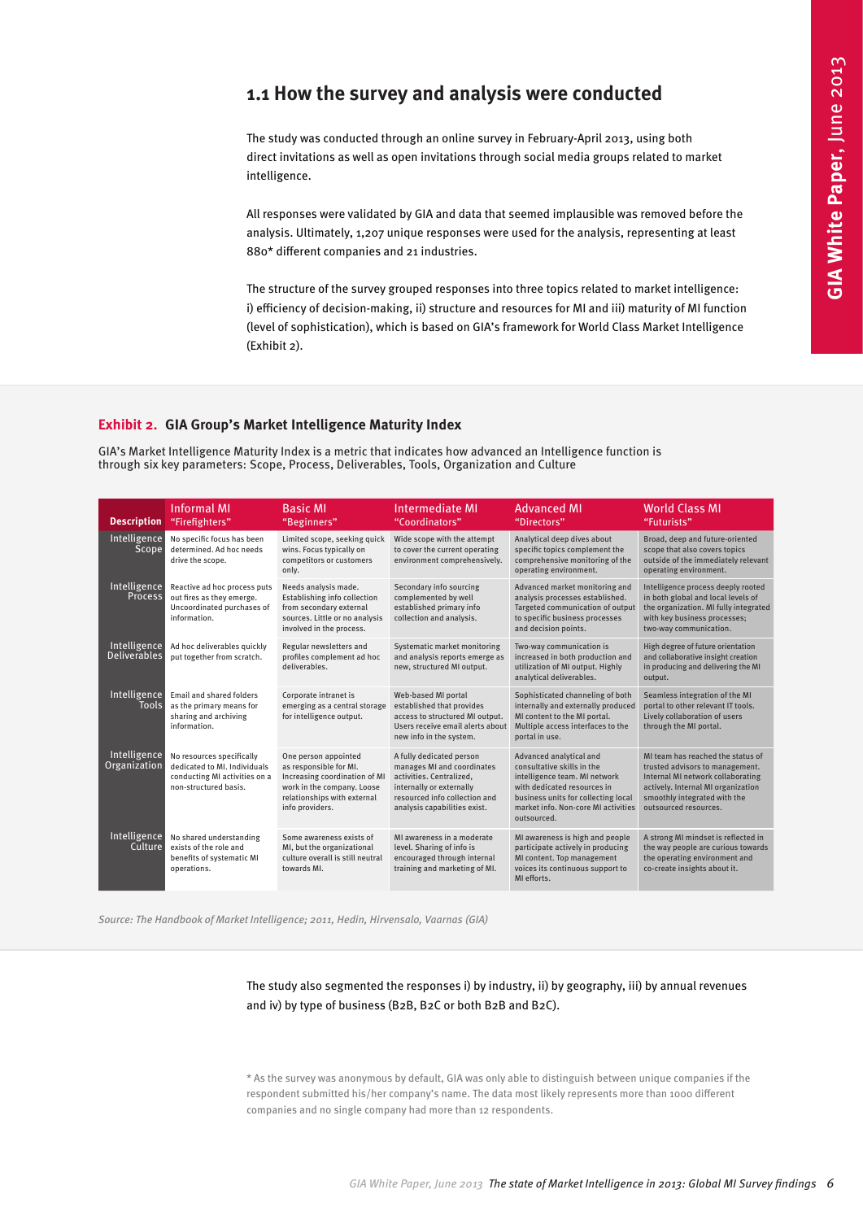## 1.1 How the survey and analysis were conducted

The study was conducted through an online survey in February-April 2013, using both direct invitations as well as open invitations through social media groups related to market intelligence.

All responses were validated by GIA and data that seemed implausible was removed before the analysis. Ultimately, 1,207 unique responses were used for the analysis, representing at least 880* different companies and 21 industries.

The structure of the survey grouped responses into three topics related to market intelligence: i) efficiency of decision-making, ii) structure and resources for MI and iii) maturity of MI function (level of sophistication), which is based on GIA's framework for World Class Market Intelligence (Exhibit 2).

### Exhibit 2. GIA Group's Market Intelligence Maturity Index

GIA's Market Intelligence Maturity Index is a metric that indicates how advanced an Intelligence function is through six key parameters: Scope, Process, Deliverables, Tools, Organization and Culture

| Description | Informal MI "Firefighters" | Basic MI "Beginners" | Intermediate MI "Coordinators" | Advanced MI "Directors" | World Class MI "Futurists" |
|---|---|---|---|---|---|
| Intelligence Scope | No specific focus has been determined. Ad hoc needs drive the scope. | Limited scope, seeking quick wins. Focus typically on competitors or customers only. | Wide scope with the attempt to cover the current operating environment comprehensively. | Analytical deep dives about specific topics complement the comprehensive monitoring of the operating environment. | Broad, deep and future-oriented scope that also covers topics outside of the immediately relevant operating environment. |
| Intelligence Process | Reactive ad hoc process puts out fires as they emerge. Uncoordinated purchases of information. | Needs analysis made. Establishing info collection from secondary external sources. Little or no analysis involved in the process. | Secondary info sourcing complemented by well established primary info collection and analysis. | Advanced market monitoring and analysis processes established. Targeted communication of output to specific business processes and decision points. | Intelligence process deeply rooted in both global and local levels of the organization. MI fully integrated with key business processes; two-way communication. |
| Intelligence Deliverables | Ad hoc deliverables quickly put together from scratch. | Regular newsletters and profiles complement ad hoc deliverables. | Systematic market monitoring and analysis reports emerge as new, structured MI output. | Two-way communication is increased in both production and utilization of MI output. Highly analytical deliverables. | High degree of future orientation and collaborative insight creation in producing and delivering the MI output. |
| Intelligence Tools | Email and shared folders as the primary means for sharing and archiving information. | Corporate intranet is emerging as a central storage for intelligence output. | Web-based MI portal established that provides access to structured MI output. Users receive email alerts about new info in the system. | Sophisticated channeling of both internally and externally produced MI content to the MI portal. Multiple access interfaces to the portal in use. | Seamless integration of the MI portal to other relevant IT tools. Lively collaboration of users through the MI portal. |
| Intelligence Organization | No resources specifically dedicated to MI. Individuals conducting MI activities on a non-structured basis. | One person appointed as responsible for MI. Increasing coordination of MI work in the company. Loose relationships with external info providers. | A fully dedicated person manages MI and coordinates activities. Centralized, internally or externally resourced info collection and analysis capabilities exist. | Advanced analytical and consultative skills in the intelligence team. MI network with dedicated resources in business units for collecting local market info. Non-core MI activities outsourced. | MI team has reached the status of trusted advisors to management. Internal MI network collaborating actively. Internal MI organization smoothly integrated with the outsourced resources. |
| Intelligence Culture | No shared understanding exists of the role and benefits of systematic MI operations. | Some awareness exists of MI, but the organizational culture overall is still neutral towards MI. | MI awareness in a moderate level. Sharing of info is encouraged through internal training and marketing of MI. | MI awareness is high and people participate actively in producing MI content. Top management voices its continuous support to MI efforts. | A strong MI mindset is reflected in the way people are curious towards the operating environment and co-create insights about it. |

*Source: The Handbook of Market Intelligence; 2011, Hedin, Hirvensalo, Vaarnas (GIA)*

The study also segmented the responses i) by industry, ii) by geography, iii) by annual revenues and iv) by type of business (B2B, B2C or both B2B and B2C).

* As the survey was anonymous by default, GIA was only able to distinguish between unique companies if the respondent submitted his/her company's name. The data most likely represents more than 1000 different companies and no single company had more than 12 respondents.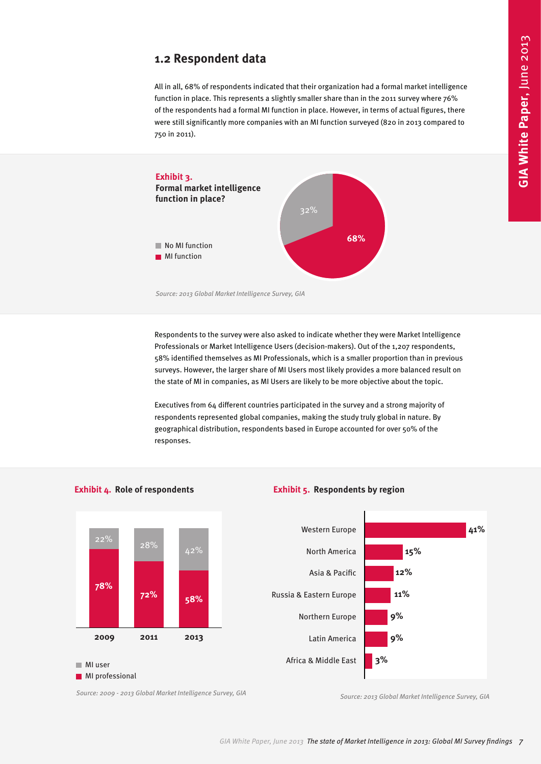## 1.2 Respondent data

All in all, 68% of respondents indicated that their organization had a formal market intelligence function in place. This represents a slightly smaller share than in the 2011 survey where 76% of the respondents had a formal MI function in place. However, in terms of actual figures, there were still significantly more companies with an MI function surveyed (820 in 2013 compared to 750 in 2011).

**Exhibit 3. Formal market intelligence function in place?**

| | Share |
|---|---|
| No MI function | 32% |
| MI function | 68% |

*Source: 2013 Global Market Intelligence Survey, GIA*

Respondents to the survey were also asked to indicate whether they were Market Intelligence Professionals or Market Intelligence Users (decision-makers). Out of the 1,207 respondents, 58% identified themselves as MI Professionals, which is a smaller proportion than in previous surveys. However, the larger share of MI Users most likely provides a more balanced result on the state of MI in companies, as MI Users are likely to be more objective about the topic.

Executives from 64 different countries participated in the survey and a strong majority of respondents represented global companies, making the study truly global in nature. By geographical distribution, respondents based in Europe accounted for over 50% of the responses.

**Exhibit 4. Role of respondents**

| | 2009 | 2011 | 2013 |
|---|---|---|---|
| MI user | 22% | 28% | 42% |
| MI professional | 78% | 72% | 58% |

*Source: 2009 - 2013 Global Market Intelligence Survey, GIA*

**Exhibit 5. Respondents by region**

| Region | Share |
|---|---|
| Western Europe | 41% |
| North America | 15% |
| Asia & Pacific | 12% |
| Russia & Eastern Europe | 11% |
| Northern Europe | 9% |
| Latin America | 9% |
| Africa & Middle East | 3% |

*Source: 2013 Global Market Intelligence Survey, GIA*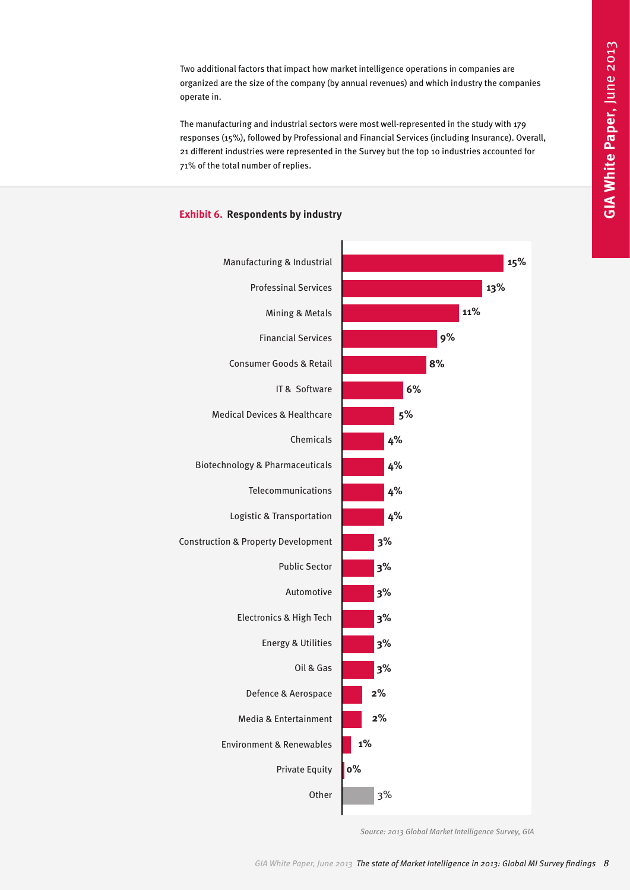Two additional factors that impact how market intelligence operations in companies are organized are the size of the company (by annual revenues) and which industry the companies operate in.

The manufacturing and industrial sectors were most well-represented in the study with 179 responses (15%), followed by Professional and Financial Services (including Insurance). Overall, 21 different industries were represented in the Survey but the top 10 industries accounted for 71% of the total number of replies.

**Exhibit 6. Respondents by industry**

| Industry | Share |
|---|---|
| Manufacturing & Industrial | 15% |
| Professinal Services | 13% |
| Mining & Metals | 11% |
| Financial Services | 9% |
| Consumer Goods & Retail | 8% |
| IT & Software | 6% |
| Medical Devices & Healthcare | 5% |
| Chemicals | 4% |
| Biotechnology & Pharmaceuticals | 4% |
| Telecommunications | 4% |
| Logistic & Transportation | 4% |
| Construction & Property Development | 3% |
| Public Sector | 3% |
| Automotive | 3% |
| Electronics & High Tech | 3% |
| Energy & Utilities | 3% |
| Oil & Gas | 3% |
| Defence & Aerospace | 2% |
| Media & Entertainment | 2% |
| Environment & Renewables | 1% |
| Private Equity | 0% |
| Other | 3% |

*Source: 2013 Global Market Intelligence Survey, GIA*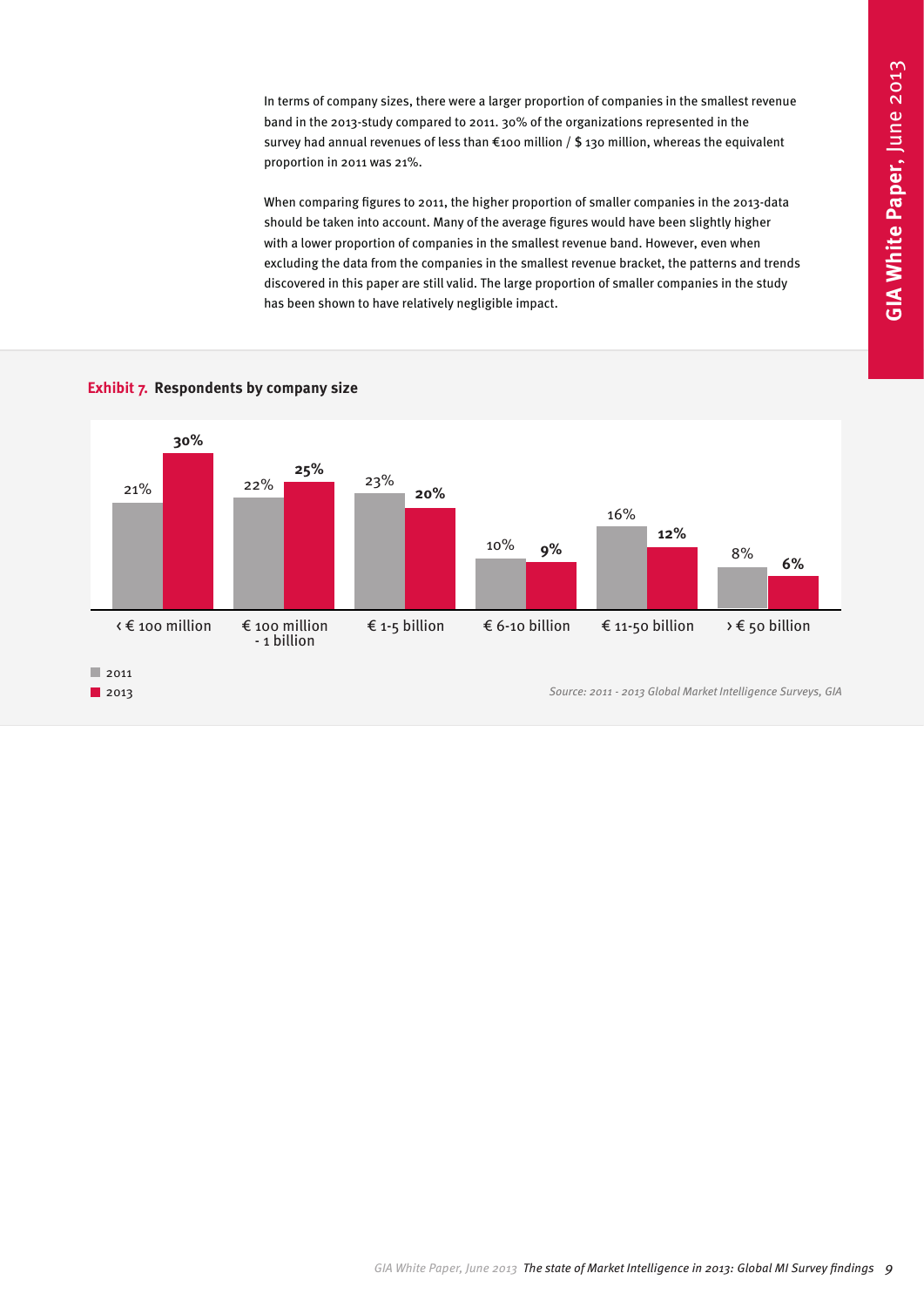In terms of company sizes, there were a larger proportion of companies in the smallest revenue band in the 2013-study compared to 2011. 30% of the organizations represented in the survey had annual revenues of less than €100 million / $ 130 million, whereas the equivalent proportion in 2011 was 21%.

When comparing figures to 2011, the higher proportion of smaller companies in the 2013-data should be taken into account. Many of the average figures would have been slightly higher with a lower proportion of companies in the smallest revenue band. However, even when excluding the data from the companies in the smallest revenue bracket, the patterns and trends discovered in this paper are still valid. The large proportion of smaller companies in the study has been shown to have relatively negligible impact.

**Exhibit 7. Respondents by company size**

| Company size | 2011 | 2013 |
| --- | --- | --- |
| ‹ € 100 million | 21% | 30% |
| € 100 million - 1 billion | 22% | 25% |
| € 1-5 billion | 23% | 20% |
| € 6-10 billion | 10% | 9% |
| € 11-50 billion | 16% | 12% |
| › € 50 billion | 8% | 6% |

*Source: 2011 - 2013 Global Market Intelligence Surveys, GIA*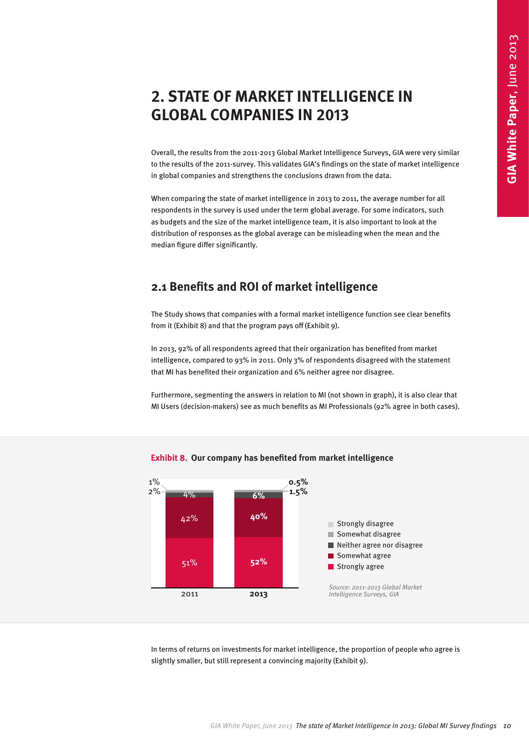# 2. STATE OF MARKET INTELLIGENCE IN GLOBAL COMPANIES IN 2013

Overall, the results from the 2011-2013 Global Market Intelligence Surveys, GIA were very similar to the results of the 2011-survey. This validates GIA's findings on the state of market intelligence in global companies and strengthens the conclusions drawn from the data.

When comparing the state of market intelligence in 2013 to 2011, the average number for all respondents in the survey is used under the term global average. For some indicators, such as budgets and the size of the market intelligence team, it is also important to look at the distribution of responses as the global average can be misleading when the mean and the median figure differ significantly.

## 2.1 Benefits and ROI of market intelligence

The Study shows that companies with a formal market intelligence function see clear benefits from it (Exhibit 8) and that the program pays off (Exhibit 9).

In 2013, 92% of all respondents agreed that their organization has benefited from market intelligence, compared to 93% in 2011. Only 3% of respondents disagreed with the statement that MI has benefited their organization and 6% neither agree nor disagree.

Furthermore, segmenting the answers in relation to MI (not shown in graph), it is also clear that MI Users (decision-makers) see as much benefits as MI Professionals (92% agree in both cases).

**Exhibit 8. Our company has benefited from market intelligence**

| | 2011 | 2013 |
|---|---|---|
| Strongly disagree | 1% | 0.5% |
| Somewhat disagree | 2% | 1.5% |
| Neither agree nor disagree | 4% | 6% |
| Somewhat agree | 42% | 40% |
| Strongly agree | 51% | 52% |

*Source: 2011-2013 Global Market Intelligence Surveys, GIA*

In terms of returns on investments for market intelligence, the proportion of people who agree is slightly smaller, but still represent a convincing majority (Exhibit 9).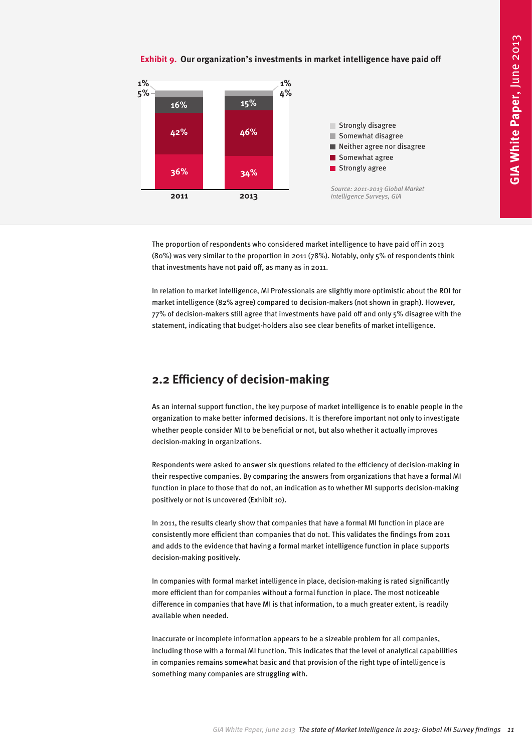**Exhibit 9. Our organization's investments in market intelligence have paid off**

| | 2011 | 2013 |
|---|---|---|
| Strongly disagree | 1% | 1% |
| Somewhat disagree | 5% | 4% |
| Neither agree nor disagree | 16% | 15% |
| Somewhat agree | 42% | 46% |
| Strongly agree | 36% | 34% |

*Source: 2011-2013 Global Market Intelligence Surveys, GIA*

The proportion of respondents who considered market intelligence to have paid off in 2013 (80%) was very similar to the proportion in 2011 (78%). Notably, only 5% of respondents think that investments have not paid off, as many as in 2011.

In relation to market intelligence, MI Professionals are slightly more optimistic about the ROI for market intelligence (82% agree) compared to decision-makers (not shown in graph). However, 77% of decision-makers still agree that investments have paid off and only 5% disagree with the statement, indicating that budget-holders also see clear benefits of market intelligence.

## 2.2 Efficiency of decision-making

As an internal support function, the key purpose of market intelligence is to enable people in the organization to make better informed decisions. It is therefore important not only to investigate whether people consider MI to be beneficial or not, but also whether it actually improves decision-making in organizations.

Respondents were asked to answer six questions related to the efficiency of decision-making in their respective companies. By comparing the answers from organizations that have a formal MI function in place to those that do not, an indication as to whether MI supports decision-making positively or not is uncovered (Exhibit 10).

In 2011, the results clearly show that companies that have a formal MI function in place are consistently more efficient than companies that do not. This validates the findings from 2011 and adds to the evidence that having a formal market intelligence function in place supports decision-making positively.

In companies with formal market intelligence in place, decision-making is rated significantly more efficient than for companies without a formal function in place. The most noticeable difference in companies that have MI is that information, to a much greater extent, is readily available when needed.

Inaccurate or incomplete information appears to be a sizeable problem for all companies, including those with a formal MI function. This indicates that the level of analytical capabilities in companies remains somewhat basic and that provision of the right type of intelligence is something many companies are struggling with.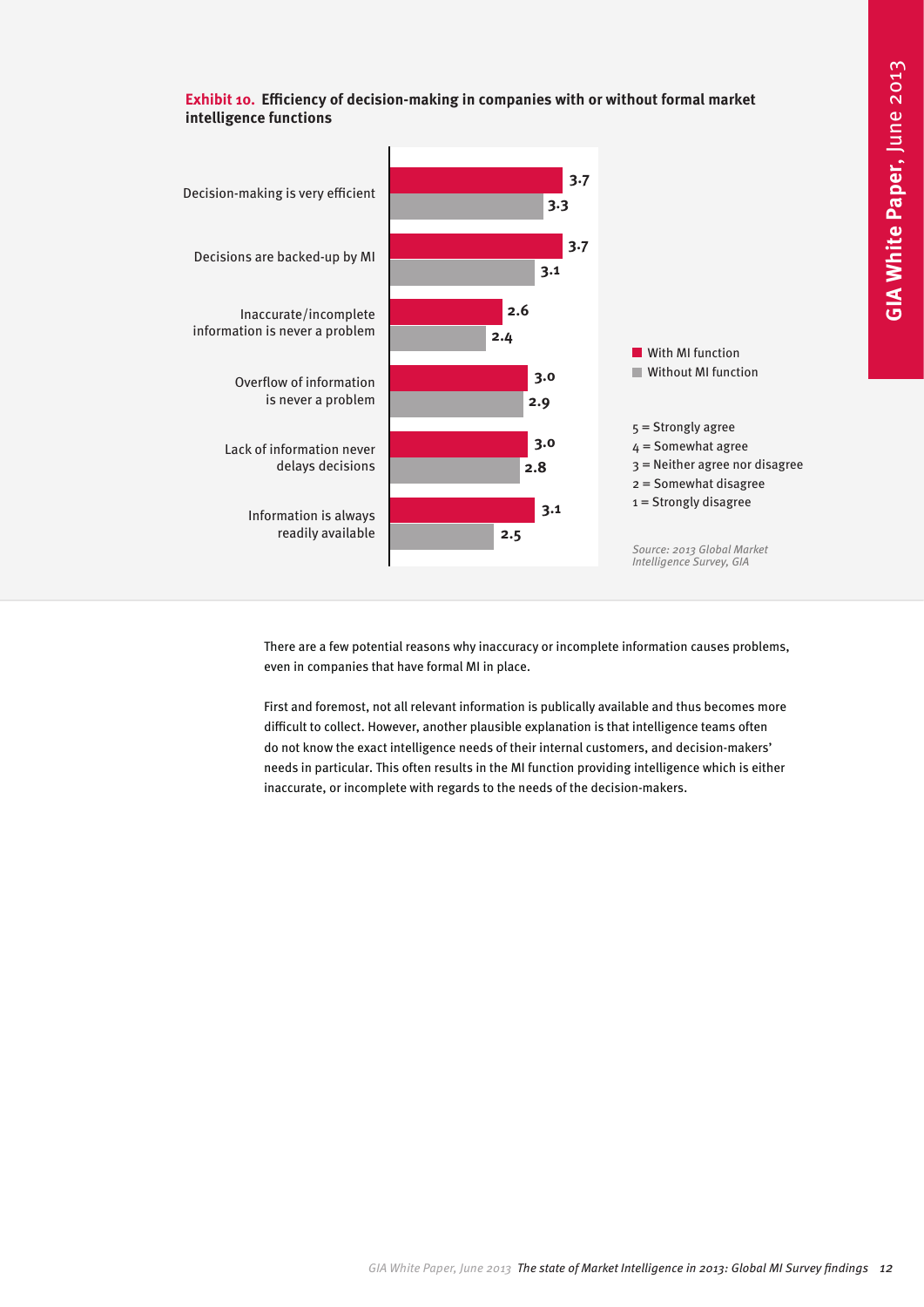**Exhibit 10. Efficiency of decision-making in companies with or without formal market intelligence functions**

| | With MI function | Without MI function |
|---|---|---|
| Decision-making is very efficient | 3.7 | 3.3 |
| Decisions are backed-up by MI | 3.7 | 3.1 |
| Inaccurate/incomplete information is never a problem | 2.6 | 2.4 |
| Overflow of information is never a problem | 3.0 | 2.9 |
| Lack of information never delays decisions | 3.0 | 2.8 |
| Information is always readily available | 3.1 | 2.5 |

5 = Strongly agree
4 = Somewhat agree
3 = Neither agree nor disagree
2 = Somewhat disagree
1 = Strongly disagree

*Source: 2013 Global Market Intelligence Survey, GIA*

There are a few potential reasons why inaccuracy or incomplete information causes problems, even in companies that have formal MI in place.

First and foremost, not all relevant information is publically available and thus becomes more difficult to collect. However, another plausible explanation is that intelligence teams often do not know the exact intelligence needs of their internal customers, and decision-makers' needs in particular. This often results in the MI function providing intelligence which is either inaccurate, or incomplete with regards to the needs of the decision-makers.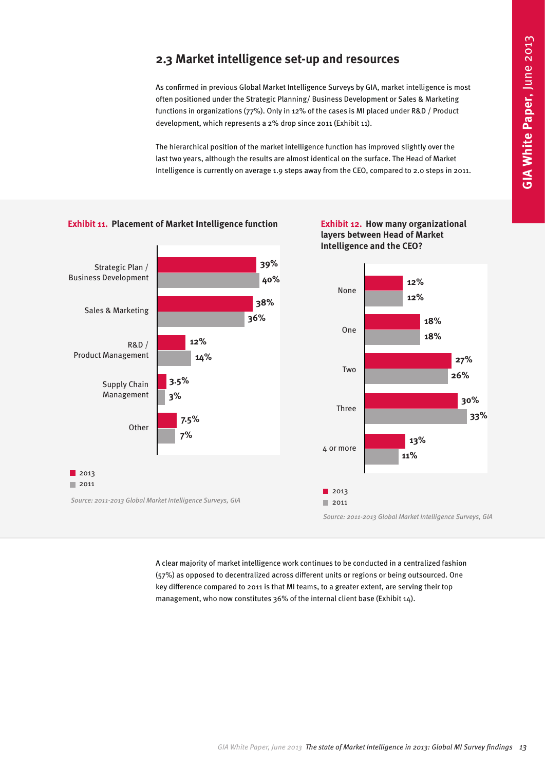## 2.3 Market intelligence set-up and resources

As confirmed in previous Global Market Intelligence Surveys by GIA, market intelligence is most often positioned under the Strategic Planning/ Business Development or Sales & Marketing functions in organizations (77%). Only in 12% of the cases is MI placed under R&D / Product development, which represents a 2% drop since 2011 (Exhibit 11).

The hierarchical position of the market intelligence function has improved slightly over the last two years, although the results are almost identical on the surface. The Head of Market Intelligence is currently on average 1.9 steps away from the CEO, compared to 2.0 steps in 2011.

**Exhibit 11. Placement of Market Intelligence function**

| | 2013 | 2011 |
|---|---|---|
| Strategic Plan / Business Development | 39% | 40% |
| Sales & Marketing | 38% | 36% |
| R&D / Product Management | 12% | 14% |
| Supply Chain Management | 3.5% | 3% |
| Other | 7.5% | 7% |

*Source: 2011-2013 Global Market Intelligence Surveys, GIA*

**Exhibit 12. How many organizational layers between Head of Market Intelligence and the CEO?**

| | 2013 | 2011 |
|---|---|---|
| None | 12% | 12% |
| One | 18% | 18% |
| Two | 27% | 26% |
| Three | 30% | 33% |
| 4 or more | 13% | 11% |

*Source: 2011-2013 Global Market Intelligence Surveys, GIA*

A clear majority of market intelligence work continues to be conducted in a centralized fashion (57%) as opposed to decentralized across different units or regions or being outsourced. One key difference compared to 2011 is that MI teams, to a greater extent, are serving their top management, who now constitutes 36% of the internal client base (Exhibit 14).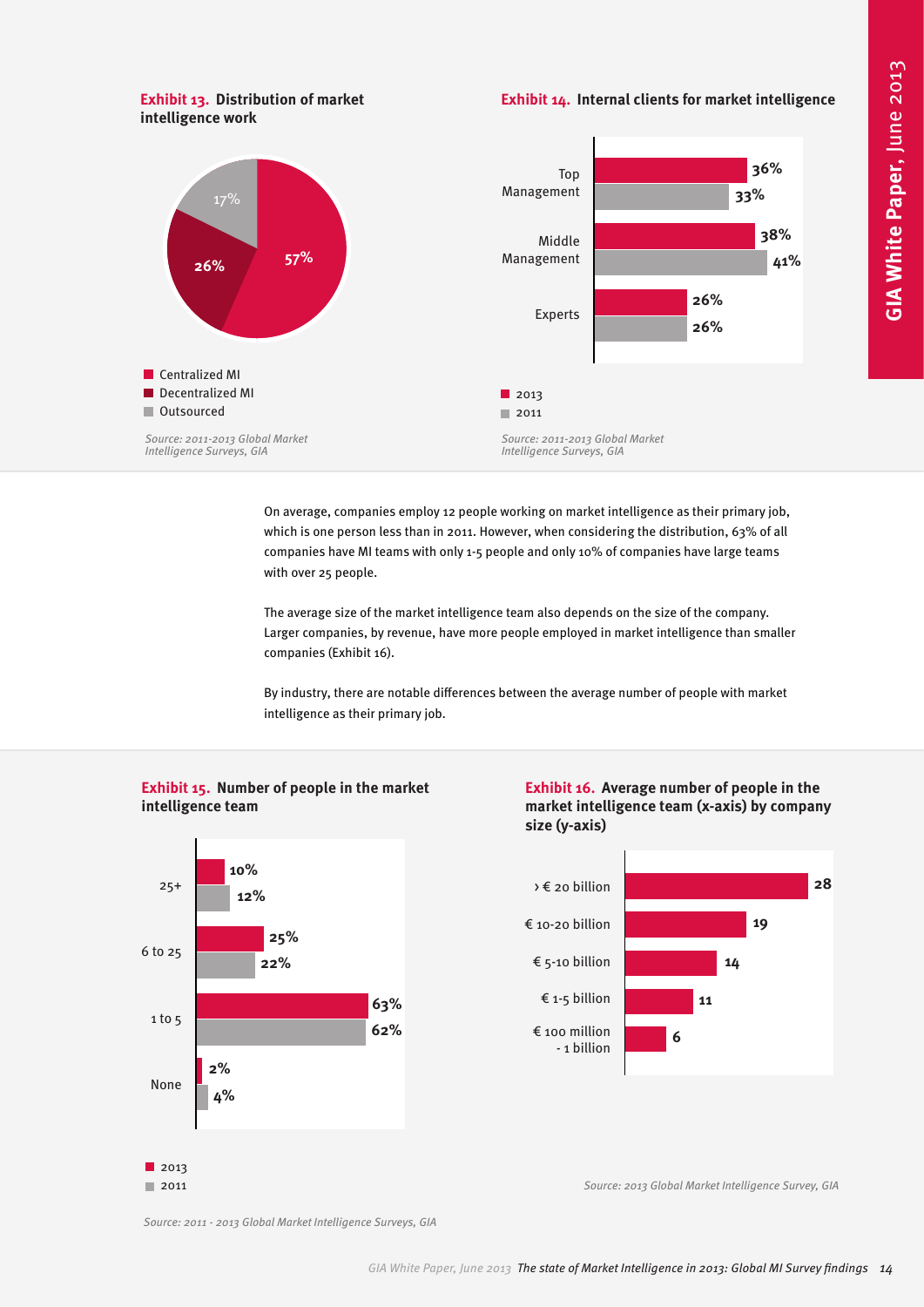**Exhibit 13. Distribution of market intelligence work**

| Category | Share |
| --- | --- |
| Centralized MI | 57% |
| Decentralized MI | 26% |
| Outsourced | 17% |

*Source: 2011-2013 Global Market Intelligence Surveys, GIA*

**Exhibit 14. Internal clients for market intelligence**

| | 2013 | 2011 |
| --- | --- | --- |
| Top Management | 36% | 33% |
| Middle Management | 38% | 41% |
| Experts | 26% | 26% |

*Source: 2011-2013 Global Market Intelligence Surveys, GIA*

On average, companies employ 12 people working on market intelligence as their primary job, which is one person less than in 2011. However, when considering the distribution, 63% of all companies have MI teams with only 1-5 people and only 10% of companies have large teams with over 25 people.

The average size of the market intelligence team also depends on the size of the company. Larger companies, by revenue, have more people employed in market intelligence than smaller companies (Exhibit 16).

By industry, there are notable differences between the average number of people with market intelligence as their primary job.

**Exhibit 15. Number of people in the market intelligence team**

| | 2013 | 2011 |
| --- | --- | --- |
| 25+ | 10% | 12% |
| 6 to 25 | 25% | 22% |
| 1 to 5 | 63% | 62% |
| None | 2% | 4% |

*Source: 2011 - 2013 Global Market Intelligence Surveys, GIA*

**Exhibit 16. Average number of people in the market intelligence team (x-axis) by company size (y-axis)**

| Company size | Average number of people |
| --- | --- |
| › € 20 billion | 28 |
| € 10-20 billion | 19 |
| € 5-10 billion | 14 |
| € 1-5 billion | 11 |
| € 100 million - 1 billion | 6 |

*Source: 2013 Global Market Intelligence Survey, GIA*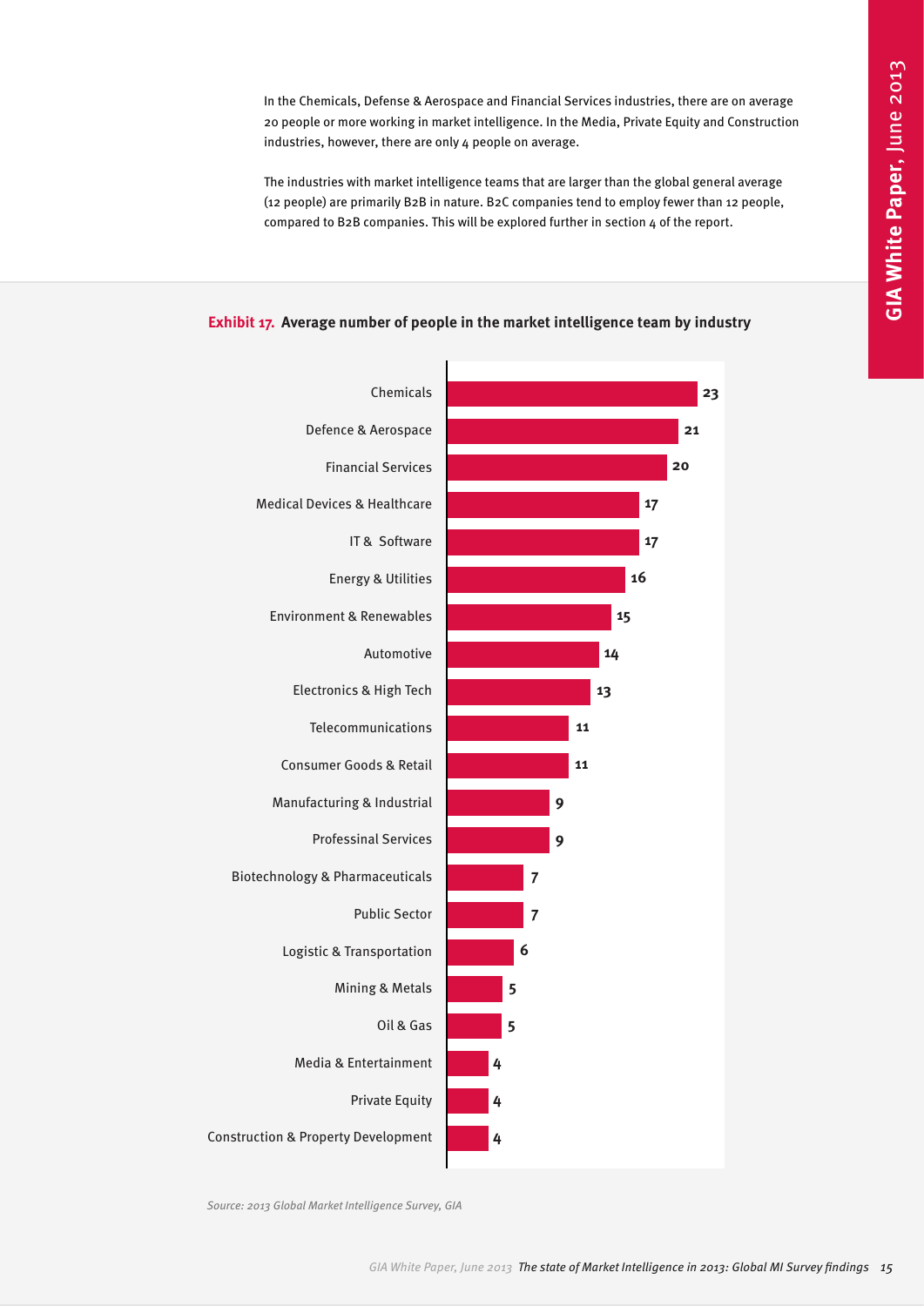In the Chemicals, Defense & Aerospace and Financial Services industries, there are on average 20 people or more working in market intelligence. In the Media, Private Equity and Construction industries, however, there are only 4 people on average.

The industries with market intelligence teams that are larger than the global general average (12 people) are primarily B2B in nature. B2C companies tend to employ fewer than 12 people, compared to B2B companies. This will be explored further in section 4 of the report.

**Exhibit 17. Average number of people in the market intelligence team by industry**

| Industry | Average number of people |
|---|---|
| Chemicals | 23 |
| Defence & Aerospace | 21 |
| Financial Services | 20 |
| Medical Devices & Healthcare | 17 |
| IT & Software | 17 |
| Energy & Utilities | 16 |
| Environment & Renewables | 15 |
| Automotive | 14 |
| Electronics & High Tech | 13 |
| Telecommunications | 11 |
| Consumer Goods & Retail | 11 |
| Manufacturing & Industrial | 9 |
| Professinal Services | 9 |
| Biotechnology & Pharmaceuticals | 7 |
| Public Sector | 7 |
| Logistic & Transportation | 6 |
| Mining & Metals | 5 |
| Oil & Gas | 5 |
| Media & Entertainment | 4 |
| Private Equity | 4 |
| Construction & Property Development | 4 |

*Source: 2013 Global Market Intelligence Survey, GIA*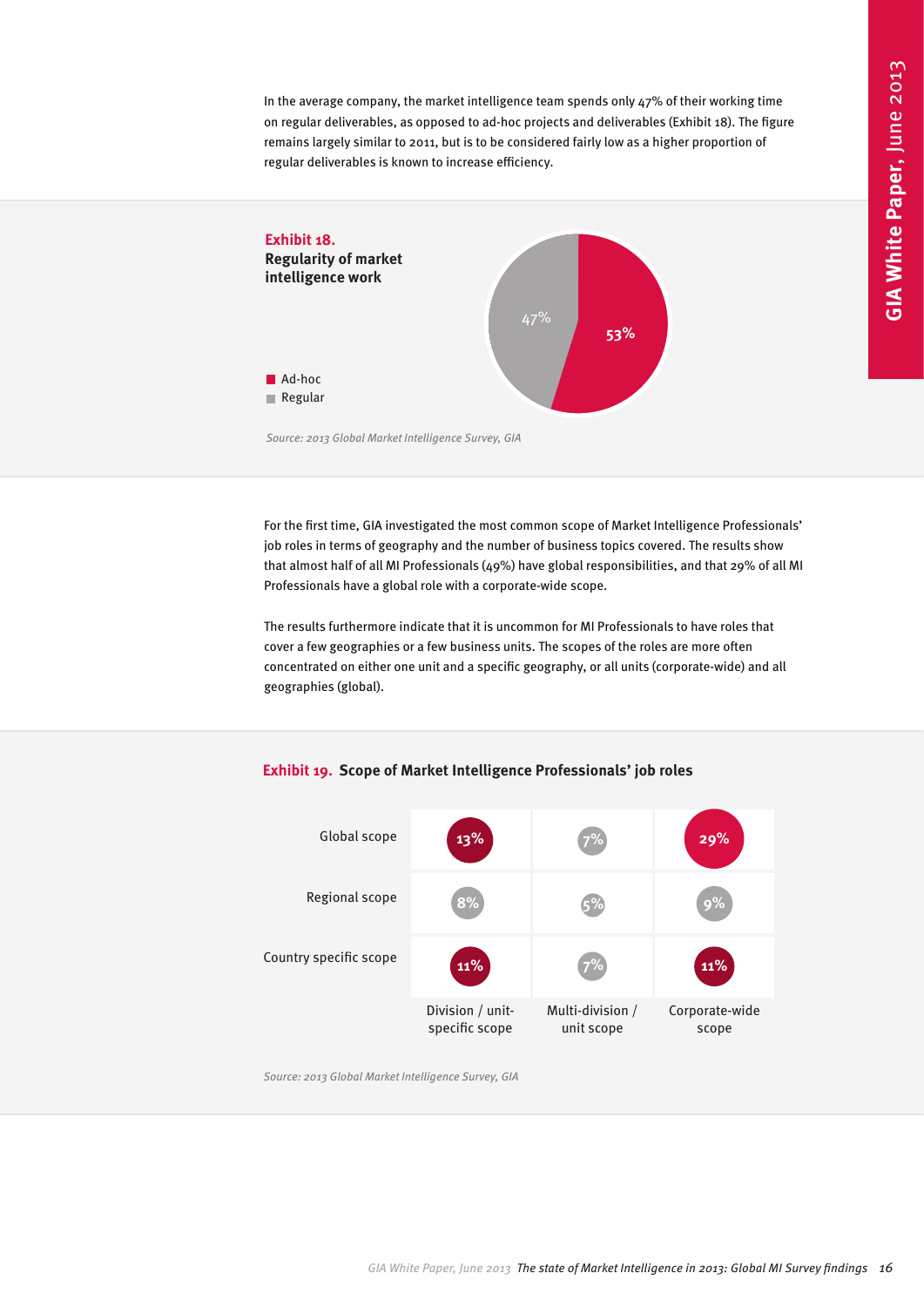In the average company, the market intelligence team spends only 47% of their working time on regular deliverables, as opposed to ad-hoc projects and deliverables (Exhibit 18). The figure remains largely similar to 2011, but is to be considered fairly low as a higher proportion of regular deliverables is known to increase efficiency.

**Exhibit 18.**
**Regularity of market intelligence work**

| Category | Share |
|---|---|
| Ad-hoc | 53% |
| Regular | 47% |

*Source: 2013 Global Market Intelligence Survey, GIA*

For the first time, GIA investigated the most common scope of Market Intelligence Professionals' job roles in terms of geography and the number of business topics covered. The results show that almost half of all MI Professionals (49%) have global responsibilities, and that 29% of all MI Professionals have a global role with a corporate-wide scope.

The results furthermore indicate that it is uncommon for MI Professionals to have roles that cover a few geographies or a few business units. The scopes of the roles are more often concentrated on either one unit and a specific geography, or all units (corporate-wide) and all geographies (global).

**Exhibit 19. Scope of Market Intelligence Professionals' job roles**

| | Division / unit-specific scope | Multi-division / unit scope | Corporate-wide scope |
|---|---|---|---|
| Global scope | 13% | 7% | 29% |
| Regional scope | 8% | 5% | 9% |
| Country specific scope | 11% | 7% | 11% |

*Source: 2013 Global Market Intelligence Survey, GIA*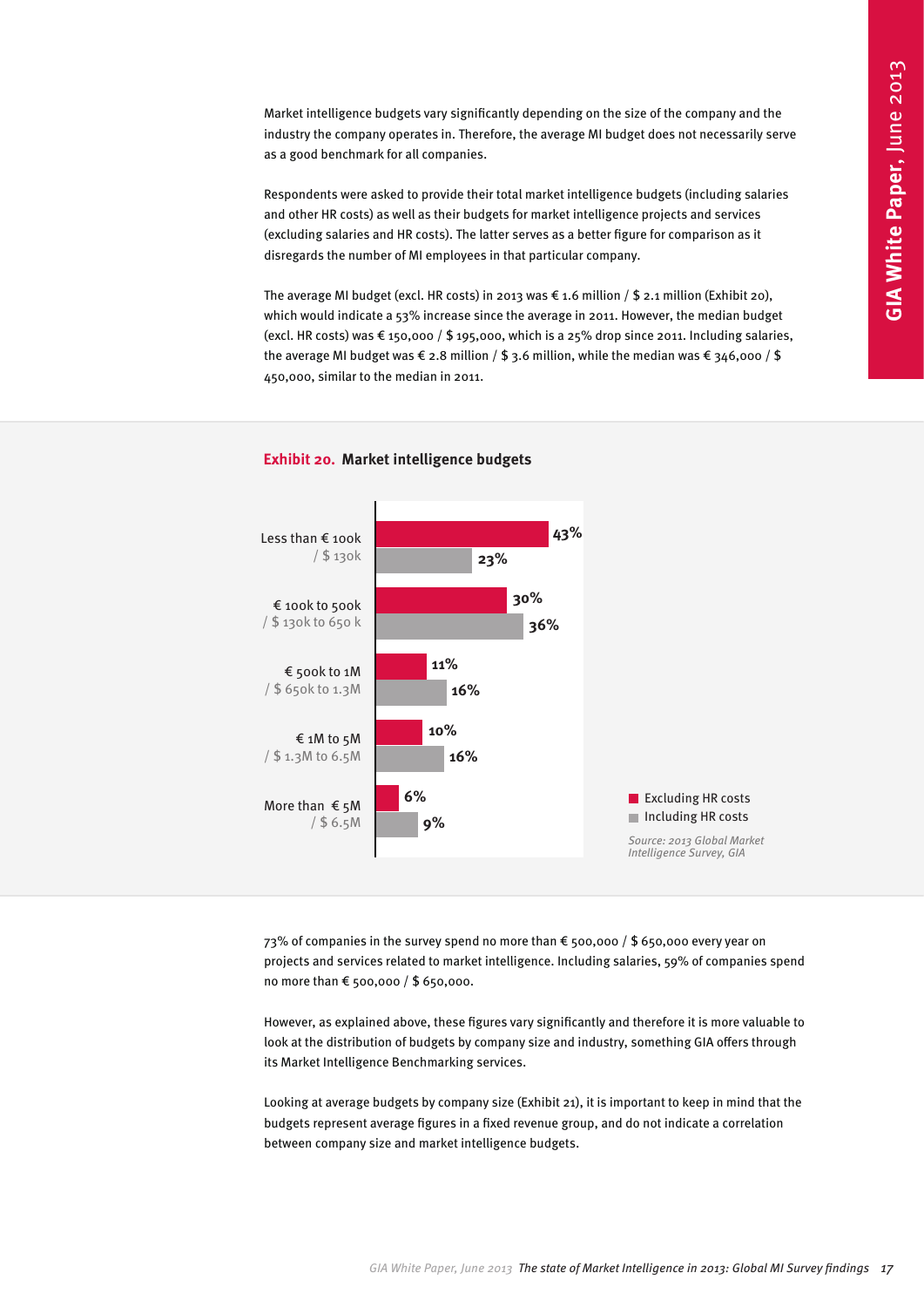Market intelligence budgets vary significantly depending on the size of the company and the industry the company operates in. Therefore, the average MI budget does not necessarily serve as a good benchmark for all companies.

Respondents were asked to provide their total market intelligence budgets (including salaries and other HR costs) as well as their budgets for market intelligence projects and services (excluding salaries and HR costs). The latter serves as a better figure for comparison as it disregards the number of MI employees in that particular company.

The average MI budget (excl. HR costs) in 2013 was € 1.6 million / $ 2.1 million (Exhibit 20), which would indicate a 53% increase since the average in 2011. However, the median budget (excl. HR costs) was € 150,000 / $ 195,000, which is a 25% drop since 2011. Including salaries, the average MI budget was € 2.8 million / $ 3.6 million, while the median was € 346,000 / $ 450,000, similar to the median in 2011.

**Exhibit 20. Market intelligence budgets**

| Budget | Excluding HR costs | Including HR costs |
|---|---|---|
| Less than € 100k / $ 130k | 43% | 23% |
| € 100k to 500k / $ 130k to 650 k | 30% | 36% |
| € 500k to 1M / $ 650k to 1.3M | 11% | 16% |
| € 1M to 5M / $ 1.3M to 6.5M | 10% | 16% |
| More than € 5M / $ 6.5M | 6% | 9% |

*Source: 2013 Global Market Intelligence Survey, GIA*

73% of companies in the survey spend no more than € 500,000 / $ 650,000 every year on projects and services related to market intelligence. Including salaries, 59% of companies spend no more than € 500,000 / $ 650,000.

However, as explained above, these figures vary significantly and therefore it is more valuable to look at the distribution of budgets by company size and industry, something GIA offers through its Market Intelligence Benchmarking services.

Looking at average budgets by company size (Exhibit 21), it is important to keep in mind that the budgets represent average figures in a fixed revenue group, and do not indicate a correlation between company size and market intelligence budgets.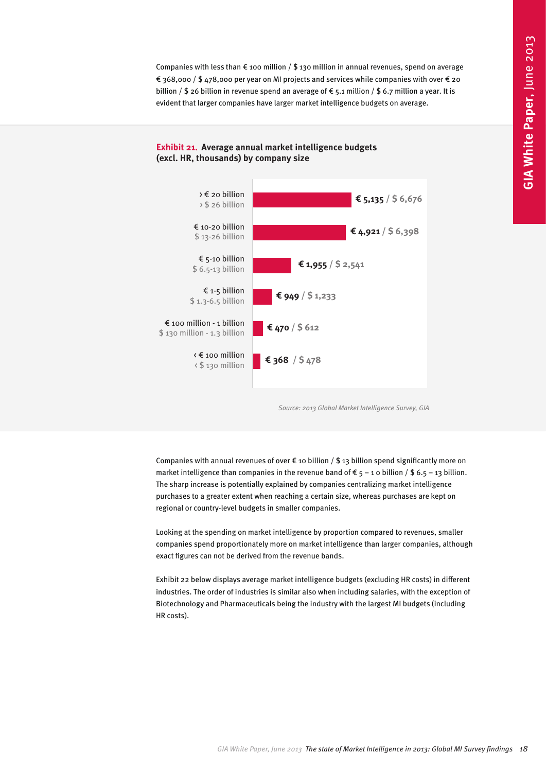Companies with less than € 100 million / $ 130 million in annual revenues, spend on average € 368,000 / $ 478,000 per year on MI projects and services while companies with over € 20 billion / $ 26 billion in revenue spend an average of € 5.1 million / $ 6.7 million a year. It is evident that larger companies have larger market intelligence budgets on average.

**Exhibit 21. Average annual market intelligence budgets (excl. HR, thousands) by company size**

| Company size | Budget |
| --- | --- |
| › € 20 billion / › $ 26 billion | € 5,135 / $ 6,676 |
| € 10-20 billion / $ 13-26 billion | € 4,921 / $ 6,398 |
| € 5-10 billion / $ 6.5-13 billion | € 1,955 / $ 2,541 |
| € 1-5 billion / $ 1.3-6.5 billion | € 949 / $ 1,233 |
| € 100 million - 1 billion / $ 130 million - 1.3 billion | € 470 / $ 612 |
| ‹ € 100 million / ‹ $ 130 million | € 368 / $ 478 |

*Source: 2013 Global Market Intelligence Survey, GIA*

Companies with annual revenues of over € 10 billion / $ 13 billion spend significantly more on market intelligence than companies in the revenue band of € 5 – 1 0 billion / $ 6.5 – 13 billion. The sharp increase is potentially explained by companies centralizing market intelligence purchases to a greater extent when reaching a certain size, whereas purchases are kept on regional or country-level budgets in smaller companies.

Looking at the spending on market intelligence by proportion compared to revenues, smaller companies spend proportionately more on market intelligence than larger companies, although exact figures can not be derived from the revenue bands.

Exhibit 22 below displays average market intelligence budgets (excluding HR costs) in different industries. The order of industries is similar also when including salaries, with the exception of Biotechnology and Pharmaceuticals being the industry with the largest MI budgets (including HR costs).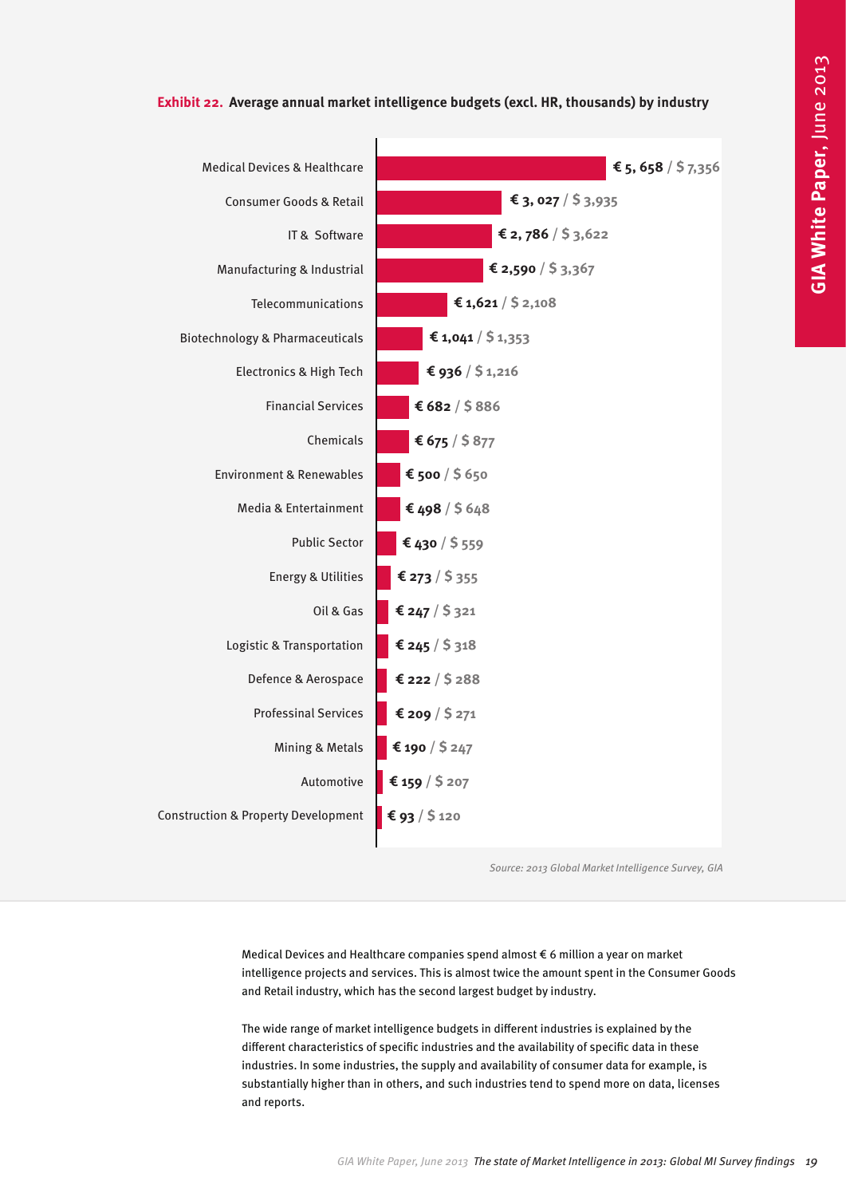**Exhibit 22.** **Average annual market intelligence budgets (excl. HR, thousands) by industry**

| Industry | € | $ |
|---|---|---|
| Medical Devices & Healthcare | € 5, 658 | $ 7,356 |
| Consumer Goods & Retail | € 3, 027 | $ 3,935 |
| IT & Software | € 2, 786 | $ 3,622 |
| Manufacturing & Industrial | € 2,590 | $ 3,367 |
| Telecommunications | € 1,621 | $ 2,108 |
| Biotechnology & Pharmaceuticals | € 1,041 | $ 1,353 |
| Electronics & High Tech | € 936 | $ 1,216 |
| Financial Services | € 682 | $ 886 |
| Chemicals | € 675 | $ 877 |
| Environment & Renewables | € 500 | $ 650 |
| Media & Entertainment | € 498 | $ 648 |
| Public Sector | € 430 | $ 559 |
| Energy & Utilities | € 273 | $ 355 |
| Oil & Gas | € 247 | $ 321 |
| Logistic & Transportation | € 245 | $ 318 |
| Defence & Aerospace | € 222 | $ 288 |
| Professinal Services | € 209 | $ 271 |
| Mining & Metals | € 190 | $ 247 |
| Automotive | € 159 | $ 207 |
| Construction & Property Development | € 93 | $ 120 |

*Source: 2013 Global Market Intelligence Survey, GIA*

Medical Devices and Healthcare companies spend almost € 6 million a year on market intelligence projects and services. This is almost twice the amount spent in the Consumer Goods and Retail industry, which has the second largest budget by industry.

The wide range of market intelligence budgets in different industries is explained by the different characteristics of specific industries and the availability of specific data in these industries. In some industries, the supply and availability of consumer data for example, is substantially higher than in others, and such industries tend to spend more on data, licenses and reports.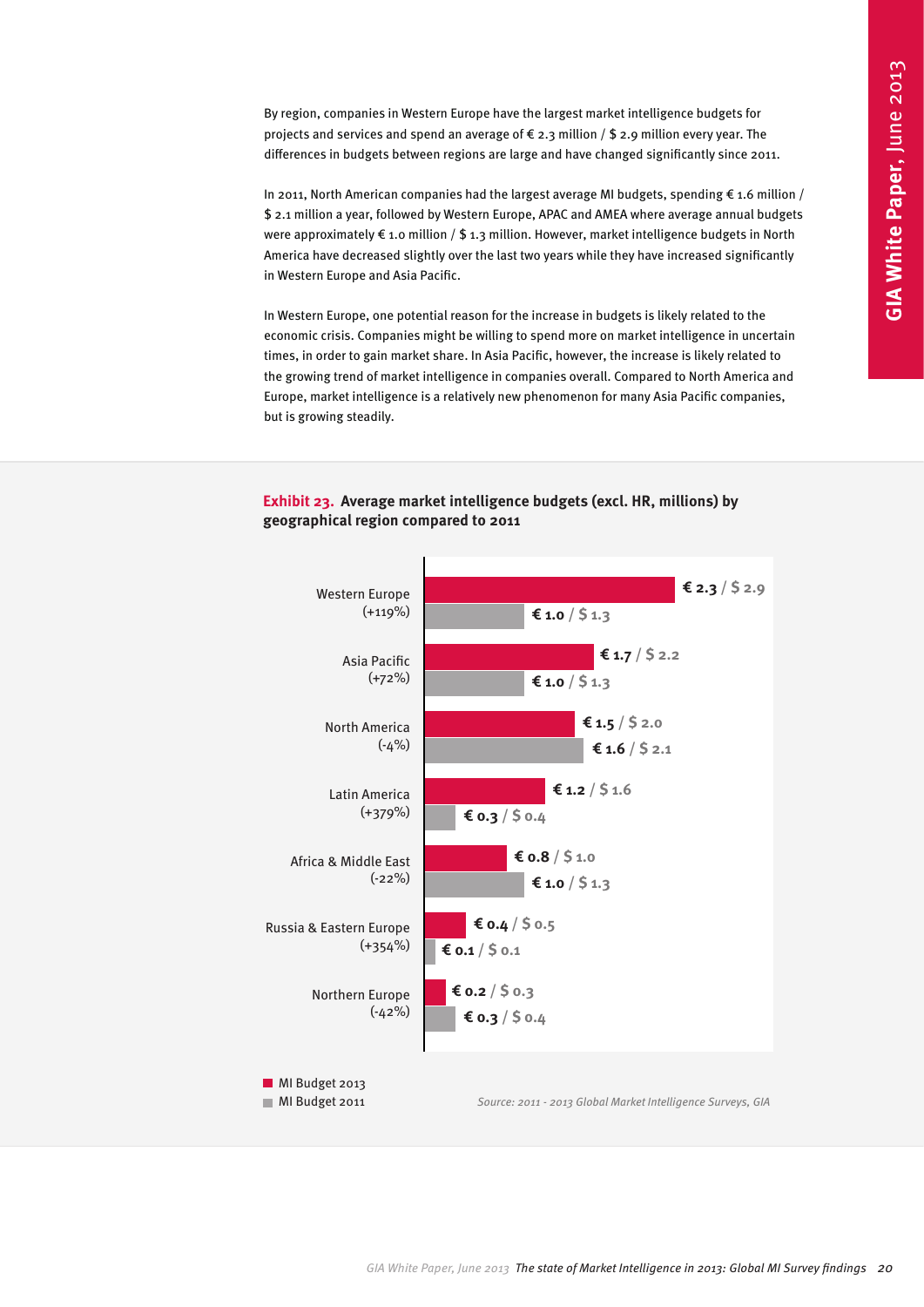By region, companies in Western Europe have the largest market intelligence budgets for projects and services and spend an average of € 2.3 million / $ 2.9 million every year. The differences in budgets between regions are large and have changed significantly since 2011.

In 2011, North American companies had the largest average MI budgets, spending € 1.6 million / $ 2.1 million a year, followed by Western Europe, APAC and AMEA where average annual budgets were approximately € 1.0 million / $ 1.3 million. However, market intelligence budgets in North America have decreased slightly over the last two years while they have increased significantly in Western Europe and Asia Pacific.

In Western Europe, one potential reason for the increase in budgets is likely related to the economic crisis. Companies might be willing to spend more on market intelligence in uncertain times, in order to gain market share. In Asia Pacific, however, the increase is likely related to the growing trend of market intelligence in companies overall. Compared to North America and Europe, market intelligence is a relatively new phenomenon for many Asia Pacific companies, but is growing steadily.

**Exhibit 23. Average market intelligence budgets (excl. HR, millions) by geographical region compared to 2011**

| Region | MI Budget 2013 | MI Budget 2011 |
|---|---|---|
| Western Europe (+119%) | € 2.3 / $ 2.9 | € 1.0 / $ 1.3 |
| Asia Pacific (+72%) | € 1.7 / $ 2.2 | € 1.0 / $ 1.3 |
| North America (-4%) | € 1.5 / $ 2.0 | € 1.6 / $ 2.1 |
| Latin America (+379%) | € 1.2 / $ 1.6 | € 0.3 / $ 0.4 |
| Africa & Middle East (-22%) | € 0.8 / $ 1.0 | € 1.0 / $ 1.3 |
| Russia & Eastern Europe (+354%) | € 0.4 / $ 0.5 | € 0.1 / $ 0.1 |
| Northern Europe (-42%) | € 0.2 / $ 0.3 | € 0.3 / $ 0.4 |

*Source: 2011 - 2013 Global Market Intelligence Surveys, GIA*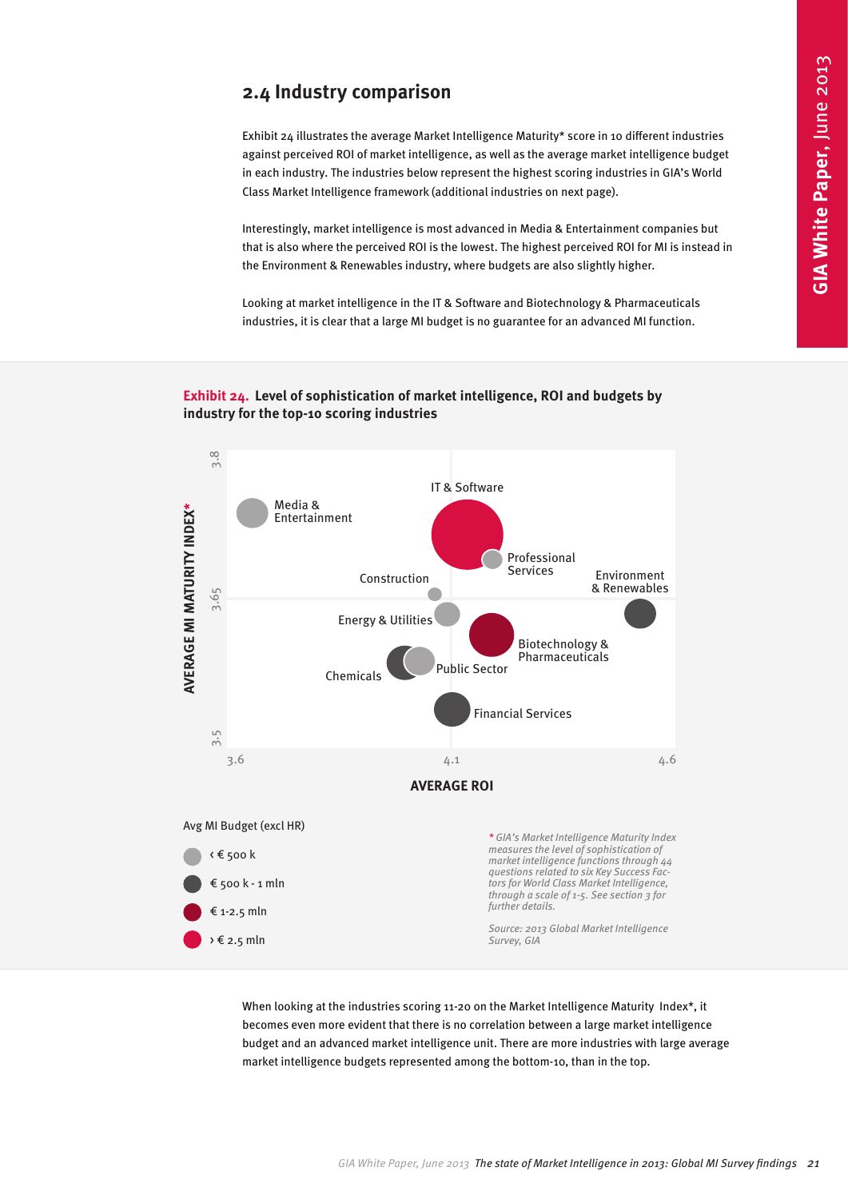## 2.4 Industry comparison

Exhibit 24 illustrates the average Market Intelligence Maturity* score in 10 different industries against perceived ROI of market intelligence, as well as the average market intelligence budget in each industry. The industries below represent the highest scoring industries in GIA's World Class Market Intelligence framework (additional industries on next page).

Interestingly, market intelligence is most advanced in Media & Entertainment companies but that is also where the perceived ROI is the lowest. The highest perceived ROI for MI is instead in the Environment & Renewables industry, where budgets are also slightly higher.

Looking at market intelligence in the IT & Software and Biotechnology & Pharmaceuticals industries, it is clear that a large MI budget is no guarantee for an advanced MI function.

**Exhibit 24. Level of sophistication of market intelligence, ROI and budgets by industry for the top-10 scoring industries**

AVERAGE MI MATURITY INDEX* (3.5 – 3.8) vs. AVERAGE ROI (3.6 – 4.6)

Industries shown: Media & Entertainment; IT & Software; Professional Services; Construction; Environment & Renewables; Energy & Utilities; Biotechnology & Pharmaceuticals; Chemicals; Public Sector; Financial Services

Avg MI Budget (excl HR)

- ‹ € 500 k
- € 500 k - 1 mln
- € 1-2.5 mln
- › € 2.5 mln

*\* GIA's Market Intelligence Maturity Index measures the level of sophistication of market intelligence functions through 44 questions related to six Key Success Factors for World Class Market Intelligence, through a scale of 1-5. See section 3 for further details.*

*Source: 2013 Global Market Intelligence Survey, GIA*

When looking at the industries scoring 11-20 on the Market Intelligence Maturity Index*, it becomes even more evident that there is no correlation between a large market intelligence budget and an advanced market intelligence unit. There are more industries with large average market intelligence budgets represented among the bottom-10, than in the top.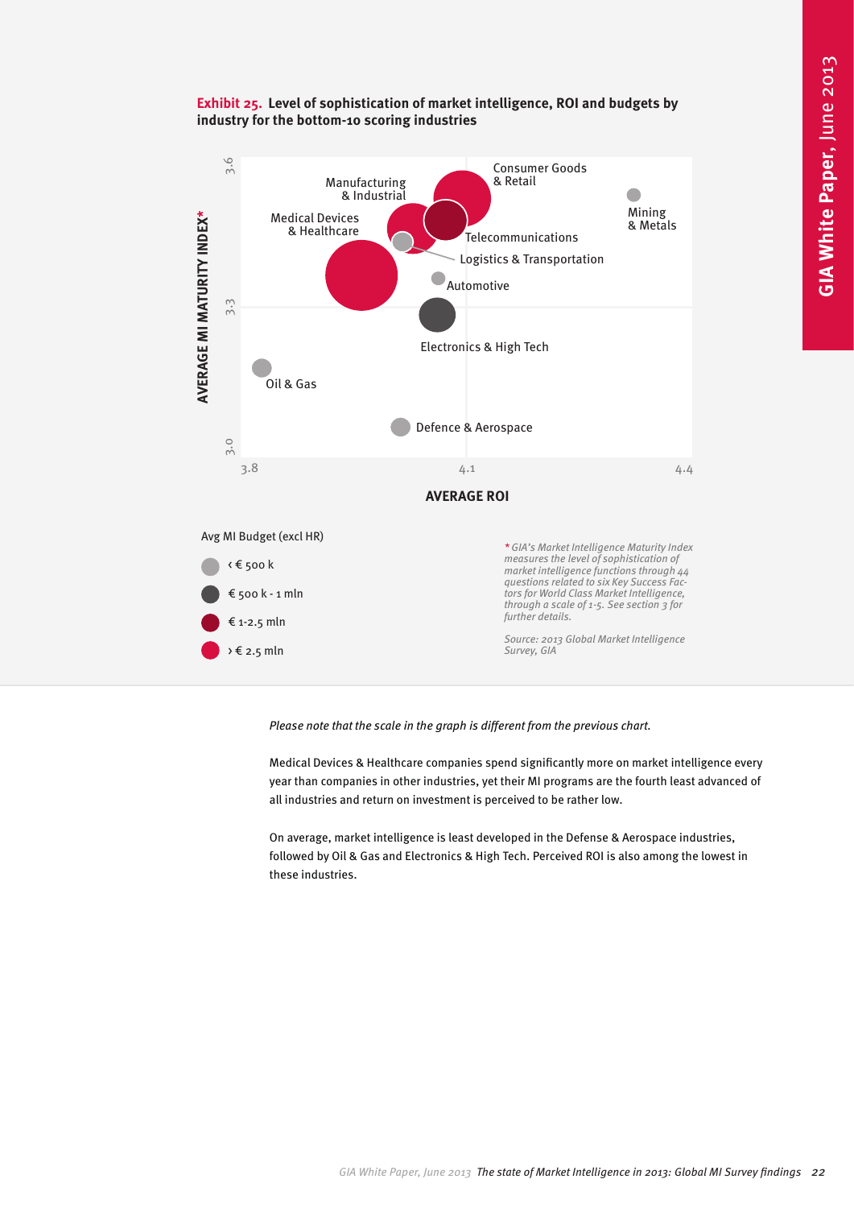**Exhibit 25. Level of sophistication of market intelligence, ROI and budgets by industry for the bottom-10 scoring industries**

AVERAGE MI MATURITY INDEX*

AVERAGE ROI

Manufacturing & Industrial, Consumer Goods & Retail, Medical Devices & Healthcare, Telecommunications, Logistics & Transportation, Mining & Metals, Automotive, Electronics & High Tech, Oil & Gas, Defence & Aerospace

Avg MI Budget (excl HR)

- < € 500 k
- € 500 k - 1 mln
- € 1-2.5 mln
- > € 2.5 mln

*\* GIA's Market Intelligence Maturity Index measures the level of sophistication of market intelligence functions through 44 questions related to six Key Success Factors for World Class Market Intelligence, through a scale of 1-5. See section 3 for further details.*

*Source: 2013 Global Market Intelligence Survey, GIA*

*Please note that the scale in the graph is different from the previous chart.*

Medical Devices & Healthcare companies spend significantly more on market intelligence every year than companies in other industries, yet their MI programs are the fourth least advanced of all industries and return on investment is perceived to be rather low.

On average, market intelligence is least developed in the Defense & Aerospace industries, followed by Oil & Gas and Electronics & High Tech. Perceived ROI is also among the lowest in these industries.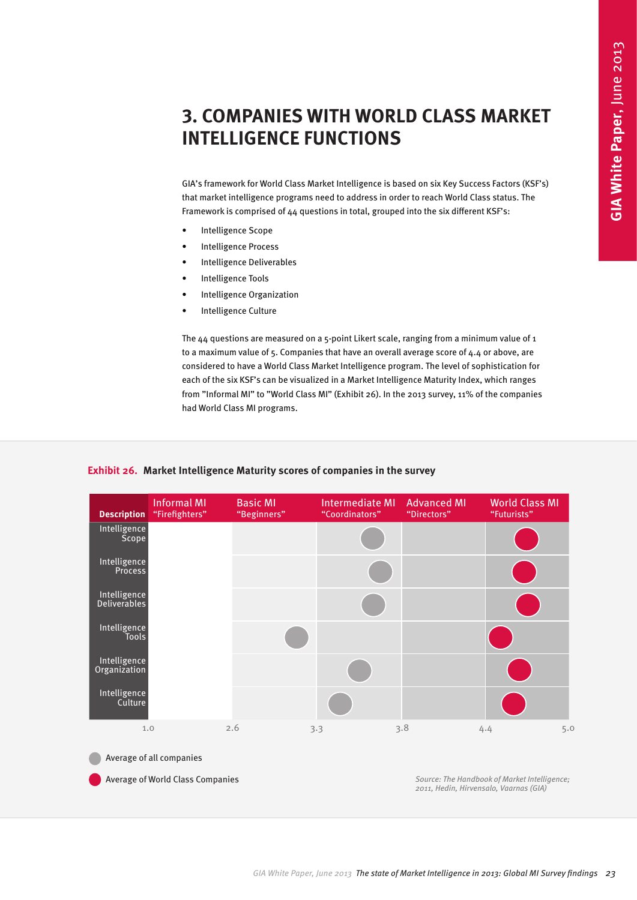# 3. COMPANIES WITH WORLD CLASS MARKET INTELLIGENCE FUNCTIONS

GIA's framework for World Class Market Intelligence is based on six Key Success Factors (KSF's) that market intelligence programs need to address in order to reach World Class status. The Framework is comprised of 44 questions in total, grouped into the six different KSF's:

- Intelligence Scope
- Intelligence Process
- Intelligence Deliverables
- Intelligence Tools
- Intelligence Organization
- Intelligence Culture

The 44 questions are measured on a 5-point Likert scale, ranging from a minimum value of 1 to a maximum value of 5. Companies that have an overall average score of 4.4 or above, are considered to have a World Class Market Intelligence program. The level of sophistication for each of the six KSF's can be visualized in a Market Intelligence Maturity Index, which ranges from "Informal MI" to "World Class MI" (Exhibit 26). In the 2013 survey, 11% of the companies had World Class MI programs.

**Exhibit 26. Market Intelligence Maturity scores of companies in the survey**

| Description | Informal MI "Firefighters" | Basic MI "Beginners" | Intermediate MI "Coordinators" | Advanced MI "Directors" | World Class MI "Futurists" |
|---|---|---|---|---|---|
| Intelligence Scope | | | Average of all companies | | Average of World Class Companies |
| Intelligence Process | | | Average of all companies | | Average of World Class Companies |
| Intelligence Deliverables | | | Average of all companies | | Average of World Class Companies |
| Intelligence Tools | | Average of all companies | | | Average of World Class Companies |
| Intelligence Organization | | | Average of all companies | | Average of World Class Companies |
| Intelligence Culture | | | Average of all companies | | Average of World Class Companies |

Scale: 1.0 – 2.6 – 3.3 – 3.8 – 4.4 – 5.0

- Average of all companies
- Average of World Class Companies

*Source: The Handbook of Market Intelligence; 2011, Hedin, Hirvensalo, Vaarnas (GIA)*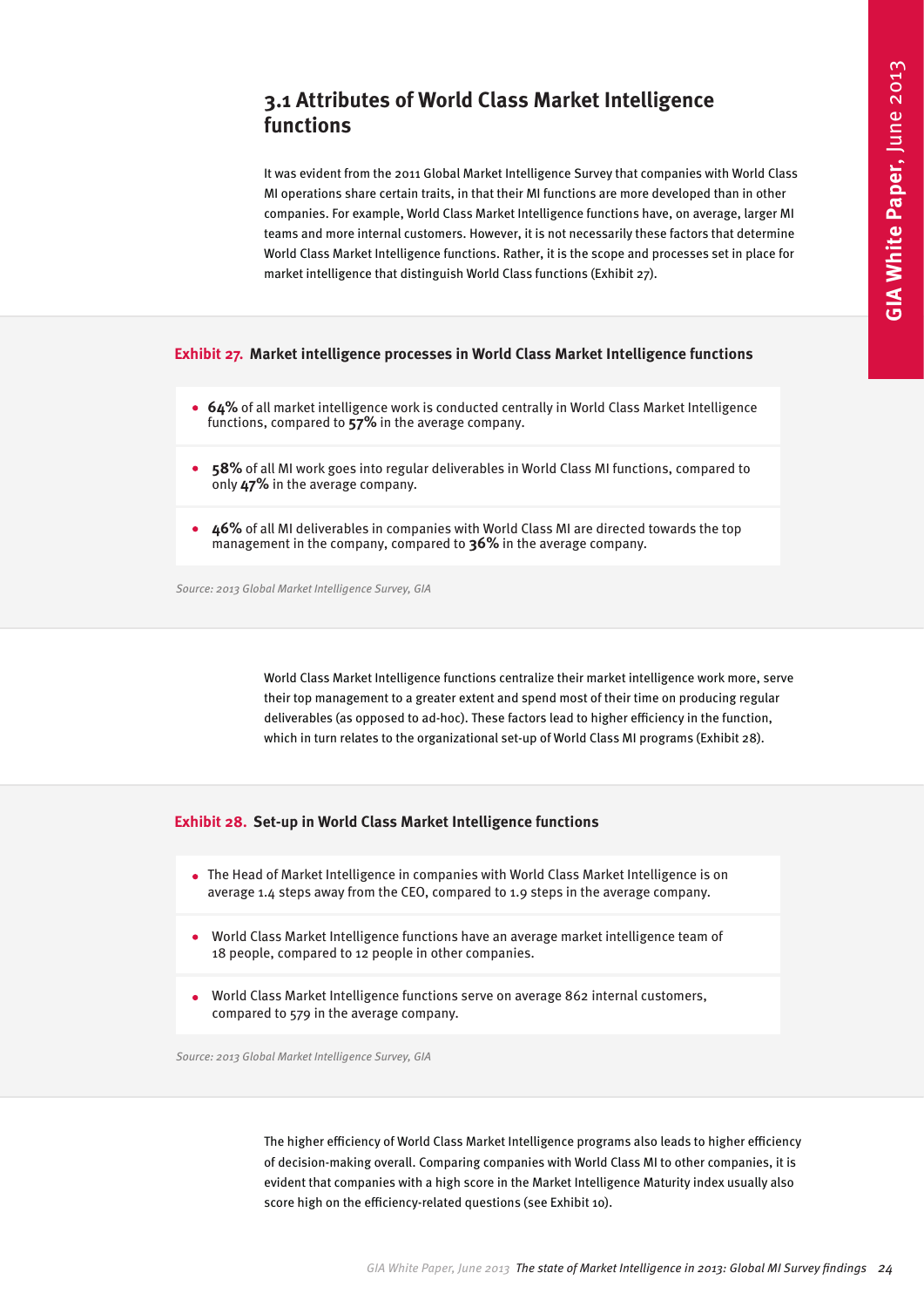## 3.1 Attributes of World Class Market Intelligence functions

It was evident from the 2011 Global Market Intelligence Survey that companies with World Class MI operations share certain traits, in that their MI functions are more developed than in other companies. For example, World Class Market Intelligence functions have, on average, larger MI teams and more internal customers. However, it is not necessarily these factors that determine World Class Market Intelligence functions. Rather, it is the scope and processes set in place for market intelligence that distinguish World Class functions (Exhibit 27).

**Exhibit 27. Market intelligence processes in World Class Market Intelligence functions**

- **64%** of all market intelligence work is conducted centrally in World Class Market Intelligence functions, compared to **57%** in the average company.
- **58%** of all MI work goes into regular deliverables in World Class MI functions, compared to only **47%** in the average company.
- **46%** of all MI deliverables in companies with World Class MI are directed towards the top management in the company, compared to **36%** in the average company.

*Source: 2013 Global Market Intelligence Survey, GIA*

World Class Market Intelligence functions centralize their market intelligence work more, serve their top management to a greater extent and spend most of their time on producing regular deliverables (as opposed to ad-hoc). These factors lead to higher efficiency in the function, which in turn relates to the organizational set-up of World Class MI programs (Exhibit 28).

**Exhibit 28. Set-up in World Class Market Intelligence functions**

- The Head of Market Intelligence in companies with World Class Market Intelligence is on average 1.4 steps away from the CEO, compared to 1.9 steps in the average company.
- World Class Market Intelligence functions have an average market intelligence team of 18 people, compared to 12 people in other companies.
- World Class Market Intelligence functions serve on average 862 internal customers, compared to 579 in the average company.

*Source: 2013 Global Market Intelligence Survey, GIA*

The higher efficiency of World Class Market Intelligence programs also leads to higher efficiency of decision-making overall. Comparing companies with World Class MI to other companies, it is evident that companies with a high score in the Market Intelligence Maturity index usually also score high on the efficiency-related questions (see Exhibit 10).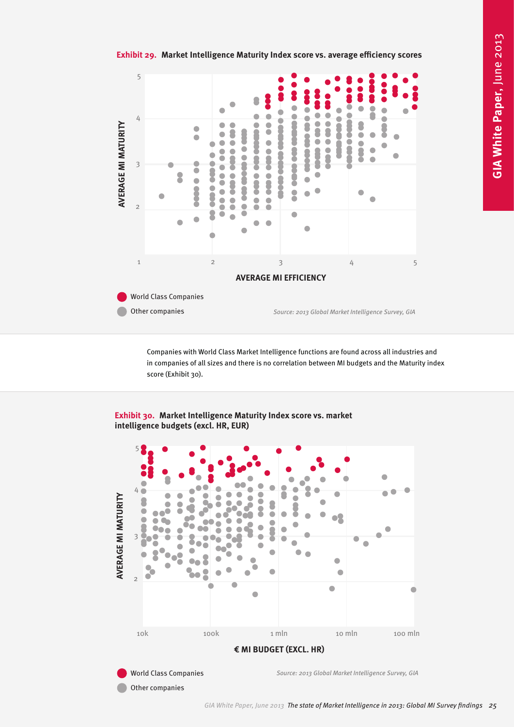**Exhibit 29. Market Intelligence Maturity Index score vs. average efficiency scores**

AVERAGE MI MATURITY

AVERAGE MI EFFICIENCY

World Class Companies

Other companies

*Source: 2013 Global Market Intelligence Survey, GIA*

Companies with World Class Market Intelligence functions are found across all industries and in companies of all sizes and there is no correlation between MI budgets and the Maturity index score (Exhibit 30).

**Exhibit 30. Market Intelligence Maturity Index score vs. market intelligence budgets (excl. HR, EUR)**

AVERAGE MI MATURITY

€ MI BUDGET (EXCL. HR)

World Class Companies

Other companies

*Source: 2013 Global Market Intelligence Survey, GIA*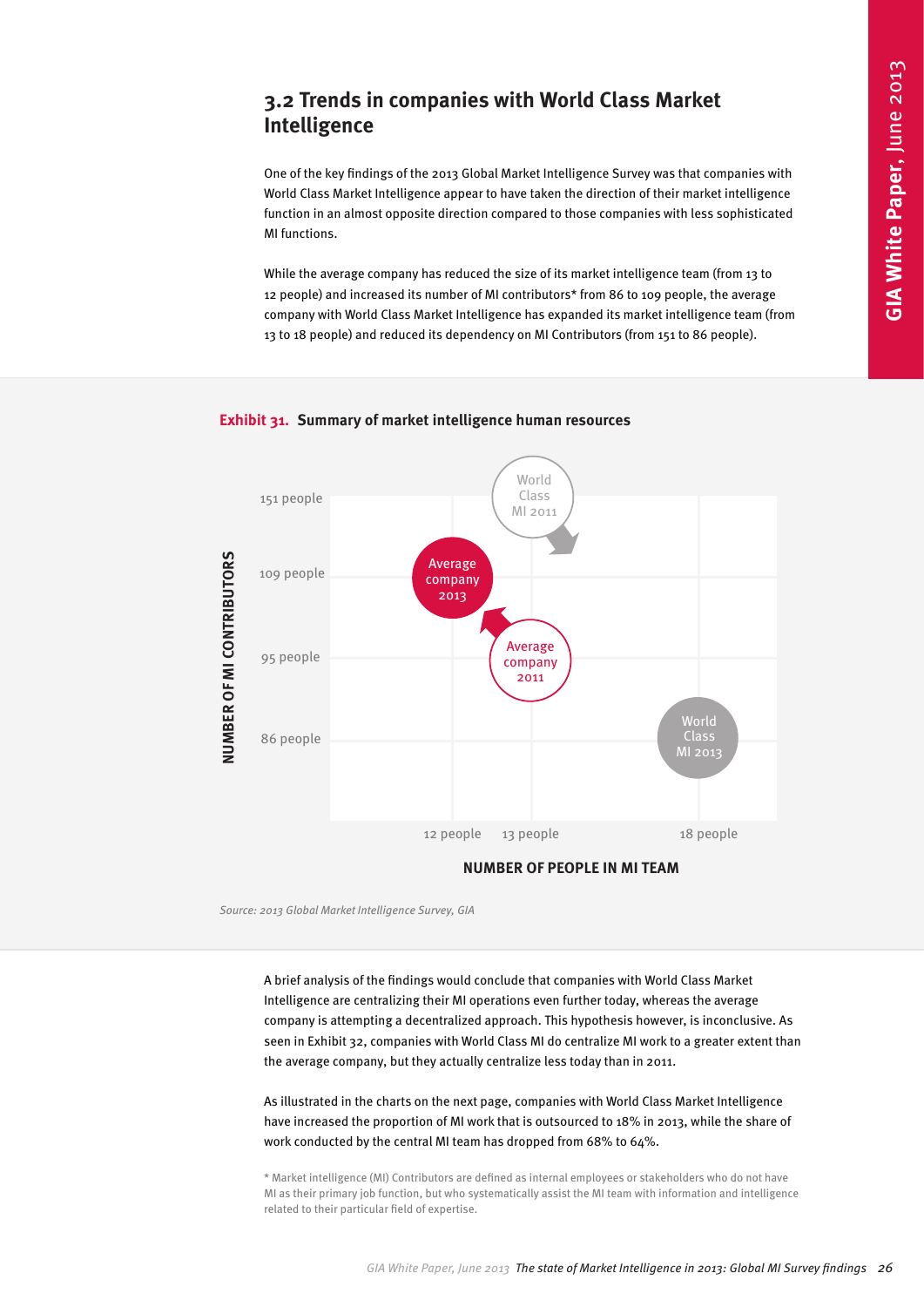## 3.2 Trends in companies with World Class Market Intelligence

One of the key findings of the 2013 Global Market Intelligence Survey was that companies with World Class Market Intelligence appear to have taken the direction of their market intelligence function in an almost opposite direction compared to those companies with less sophisticated MI functions.

While the average company has reduced the size of its market intelligence team (from 13 to 12 people) and increased its number of MI contributors* from 86 to 109 people, the average company with World Class Market Intelligence has expanded its market intelligence team (from 13 to 18 people) and reduced its dependency on MI Contributors (from 151 to 86 people).

**Exhibit 31. Summary of market intelligence human resources**

NUMBER OF MI CONTRIBUTORS

151 people
109 people
95 people
86 people

World Class MI 2011

Average company 2013

Average company 2011

World Class MI 2013

12 people
13 people
18 people

NUMBER OF PEOPLE IN MI TEAM

*Source: 2013 Global Market Intelligence Survey, GIA*

A brief analysis of the findings would conclude that companies with World Class Market Intelligence are centralizing their MI operations even further today, whereas the average company is attempting a decentralized approach. This hypothesis however, is inconclusive. As seen in Exhibit 32, companies with World Class MI do centralize MI work to a greater extent than the average company, but they actually centralize less today than in 2011.

As illustrated in the charts on the next page, companies with World Class Market Intelligence have increased the proportion of MI work that is outsourced to 18% in 2013, while the share of work conducted by the central MI team has dropped from 68% to 64%.

* Market intelligence (MI) Contributors are defined as internal employees or stakeholders who do not have MI as their primary job function, but who systematically assist the MI team with information and intelligence related to their particular field of expertise.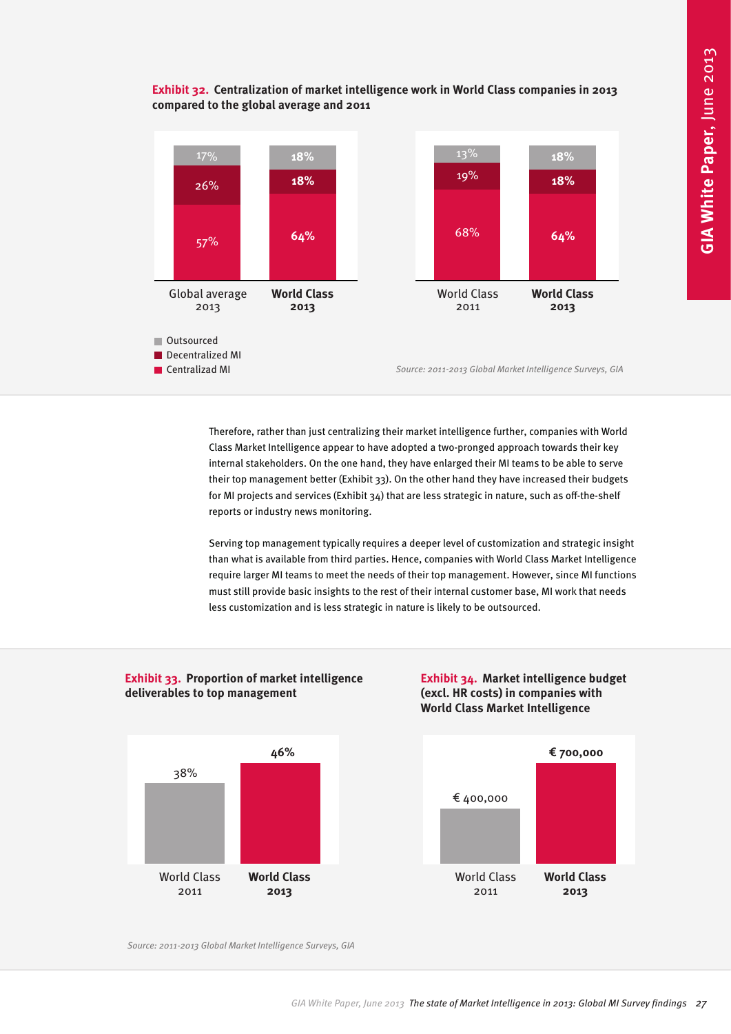**Exhibit 32.** **Centralization of market intelligence work in World Class companies in 2013 compared to the global average and 2011**

| | Global average 2013 | World Class 2013 | World Class 2011 | World Class 2013 |
|---|---|---|---|---|
| Outsourced | 17% | 18% | 13% | 18% |
| Decentralized MI | 26% | 18% | 19% | 18% |
| Centralizad MI | 57% | 64% | 68% | 64% |

*Source: 2011-2013 Global Market Intelligence Surveys, GIA*

Therefore, rather than just centralizing their market intelligence further, companies with World Class Market Intelligence appear to have adopted a two-pronged approach towards their key internal stakeholders. On the one hand, they have enlarged their MI teams to be able to serve their top management better (Exhibit 33). On the other hand they have increased their budgets for MI projects and services (Exhibit 34) that are less strategic in nature, such as off-the-shelf reports or industry news monitoring.

Serving top management typically requires a deeper level of customization and strategic insight than what is available from third parties. Hence, companies with World Class Market Intelligence require larger MI teams to meet the needs of their top management. However, since MI functions must still provide basic insights to the rest of their internal customer base, MI work that needs less customization and is less strategic in nature is likely to be outsourced.

**Exhibit 33.** **Proportion of market intelligence deliverables to top management**

| World Class 2011 | World Class 2013 |
|---|---|
| 38% | 46% |

**Exhibit 34.** **Market intelligence budget (excl. HR costs) in companies with World Class Market Intelligence**

| World Class 2011 | World Class 2013 |
|---|---|
| € 400,000 | € 700,000 |

*Source: 2011-2013 Global Market Intelligence Surveys, GIA*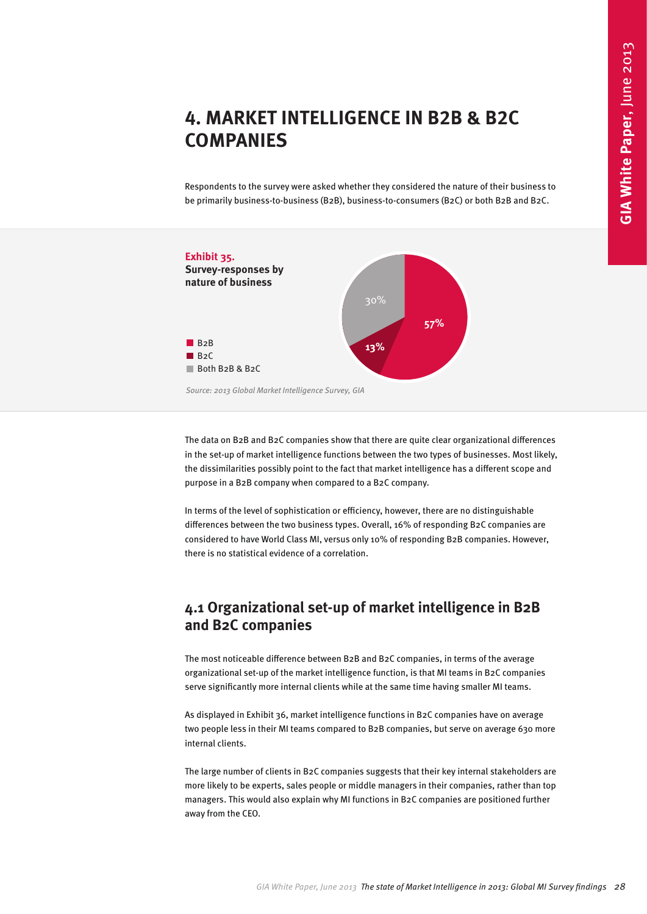# 4. MARKET INTELLIGENCE IN B2B & B2C COMPANIES

Respondents to the survey were asked whether they considered the nature of their business to be primarily business-to-business (B2B), business-to-consumers (B2C) or both B2B and B2C.

**Exhibit 35.**
**Survey-responses by nature of business**

| Nature of business | Share |
|---|---|
| B2B | 57% |
| B2C | 13% |
| Both B2B & B2C | 30% |

*Source: 2013 Global Market Intelligence Survey, GIA*

The data on B2B and B2C companies show that there are quite clear organizational differences in the set-up of market intelligence functions between the two types of businesses. Most likely, the dissimilarities possibly point to the fact that market intelligence has a different scope and purpose in a B2B company when compared to a B2C company.

In terms of the level of sophistication or efficiency, however, there are no distinguishable differences between the two business types. Overall, 16% of responding B2C companies are considered to have World Class MI, versus only 10% of responding B2B companies. However, there is no statistical evidence of a correlation.

## 4.1 Organizational set-up of market intelligence in B2B and B2C companies

The most noticeable difference between B2B and B2C companies, in terms of the average organizational set-up of the market intelligence function, is that MI teams in B2C companies serve significantly more internal clients while at the same time having smaller MI teams.

As displayed in Exhibit 36, market intelligence functions in B2C companies have on average two people less in their MI teams compared to B2B companies, but serve on average 630 more internal clients.

The large number of clients in B2C companies suggests that their key internal stakeholders are more likely to be experts, sales people or middle managers in their companies, rather than top managers. This would also explain why MI functions in B2C companies are positioned further away from the CEO.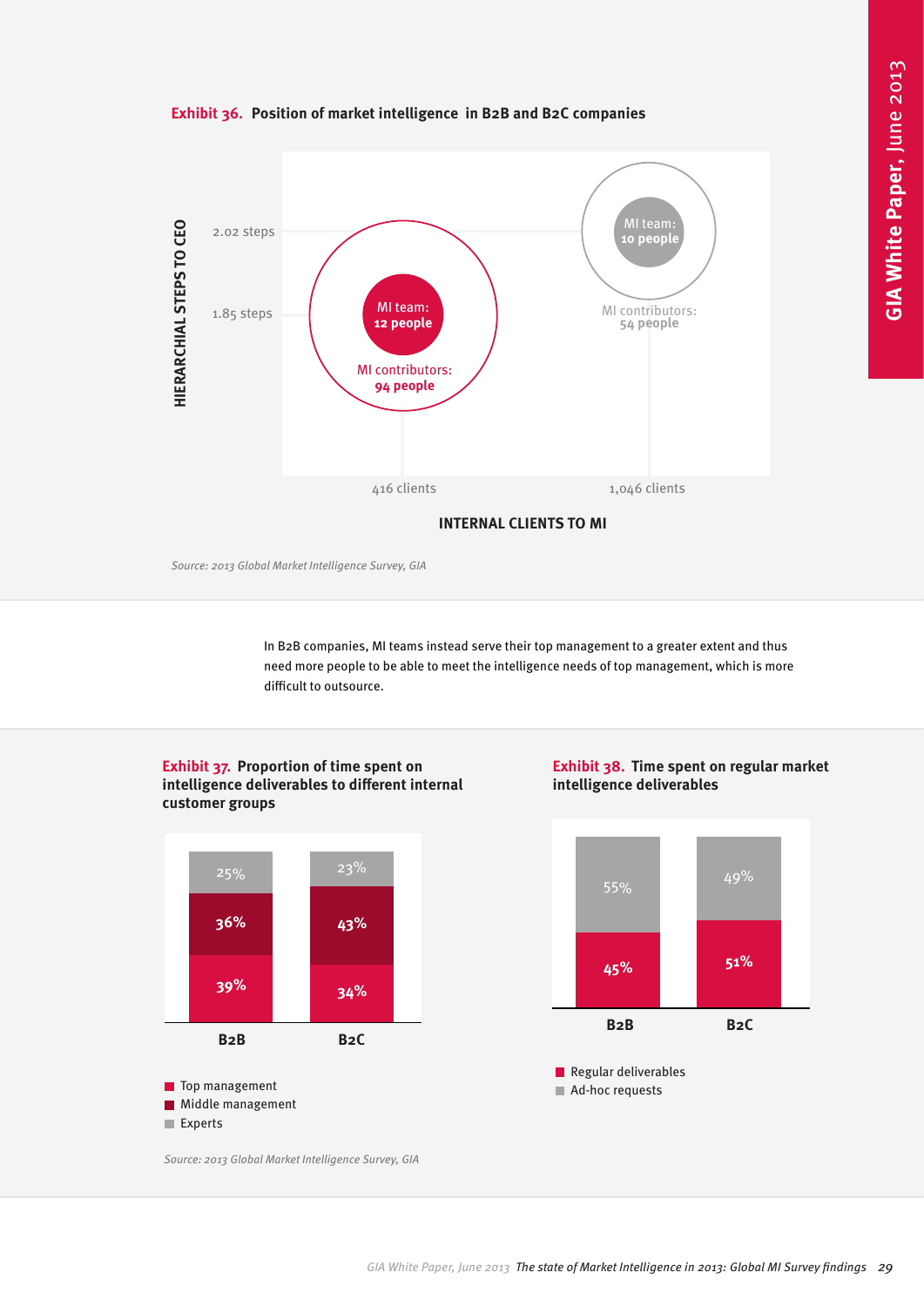**Exhibit 36. Position of market intelligence in B2B and B2C companies**

| | B2B | B2C |
|---|---|---|
| Hierarchical steps to CEO | 1.85 steps | 2.02 steps |
| Internal clients to MI | 416 clients | 1,046 clients |
| MI team | 12 people | 10 people |
| MI contributors | 94 people | 54 people |

*Source: 2013 Global Market Intelligence Survey, GIA*

In B2B companies, MI teams instead serve their top management to a greater extent and thus need more people to be able to meet the intelligence needs of top management, which is more difficult to outsource.

**Exhibit 37. Proportion of time spent on intelligence deliverables to different internal customer groups**

| | B2B | B2C |
|---|---|---|
| Top management | 39% | 34% |
| Middle management | 36% | 43% |
| Experts | 25% | 23% |

**Exhibit 38. Time spent on regular market intelligence deliverables**

| | B2B | B2C |
|---|---|---|
| Regular deliverables | 45% | 51% |
| Ad-hoc requests | 55% | 49% |

*Source: 2013 Global Market Intelligence Survey, GIA*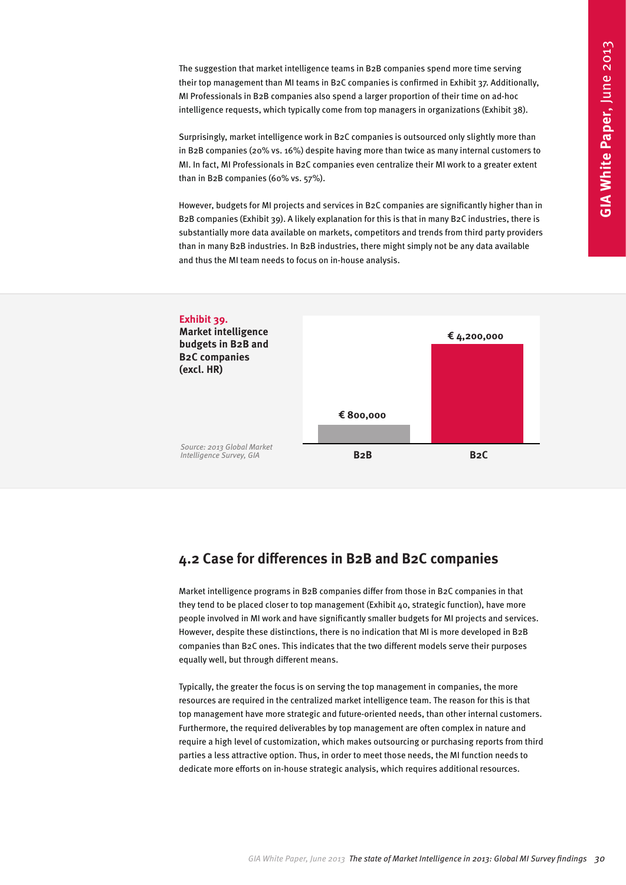The suggestion that market intelligence teams in B2B companies spend more time serving their top management than MI teams in B2C companies is confirmed in Exhibit 37. Additionally, MI Professionals in B2B companies also spend a larger proportion of their time on ad-hoc intelligence requests, which typically come from top managers in organizations (Exhibit 38).

Surprisingly, market intelligence work in B2C companies is outsourced only slightly more than in B2B companies (20% vs. 16%) despite having more than twice as many internal customers to MI. In fact, MI Professionals in B2C companies even centralize their MI work to a greater extent than in B2B companies (60% vs. 57%).

However, budgets for MI projects and services in B2C companies are significantly higher than in B2B companies (Exhibit 39). A likely explanation for this is that in many B2C industries, there is substantially more data available on markets, competitors and trends from third party providers than in many B2B industries. In B2B industries, there might simply not be any data available and thus the MI team needs to focus on in-house analysis.

**Exhibit 39.**
**Market intelligence budgets in B2B and B2C companies (excl. HR)**

| | B2B | B2C |
|---|---|---|
| Budget | € 800,000 | € 4,200,000 |

*Source: 2013 Global Market Intelligence Survey, GIA*

## 4.2 Case for differences in B2B and B2C companies

Market intelligence programs in B2B companies differ from those in B2C companies in that they tend to be placed closer to top management (Exhibit 40, strategic function), have more people involved in MI work and have significantly smaller budgets for MI projects and services. However, despite these distinctions, there is no indication that MI is more developed in B2B companies than B2C ones. This indicates that the two different models serve their purposes equally well, but through different means.

Typically, the greater the focus is on serving the top management in companies, the more resources are required in the centralized market intelligence team. The reason for this is that top management have more strategic and future-oriented needs, than other internal customers. Furthermore, the required deliverables by top management are often complex in nature and require a high level of customization, which makes outsourcing or purchasing reports from third parties a less attractive option. Thus, in order to meet those needs, the MI function needs to dedicate more efforts on in-house strategic analysis, which requires additional resources.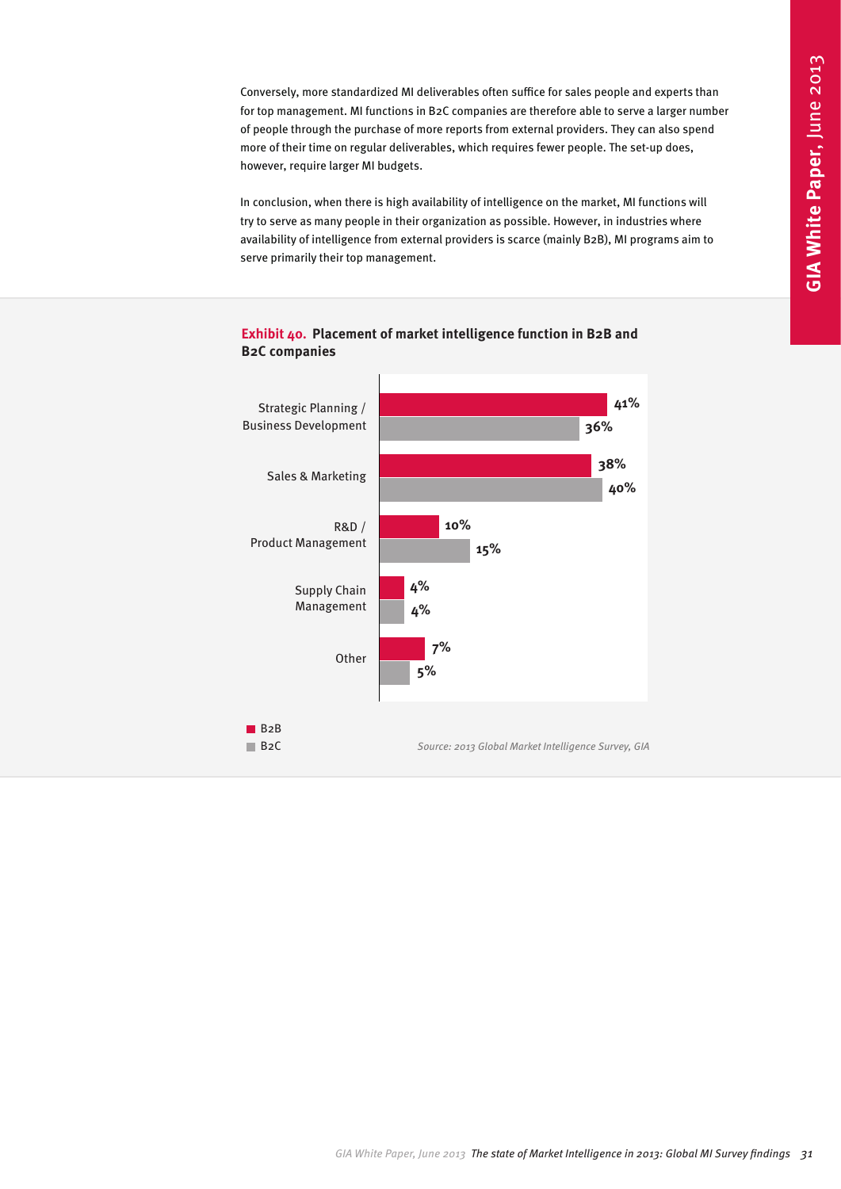Conversely, more standardized MI deliverables often suffice for sales people and experts than for top management. MI functions in B2C companies are therefore able to serve a larger number of people through the purchase of more reports from external providers. They can also spend more of their time on regular deliverables, which requires fewer people. The set-up does, however, require larger MI budgets.

In conclusion, when there is high availability of intelligence on the market, MI functions will try to serve as many people in their organization as possible. However, in industries where availability of intelligence from external providers is scarce (mainly B2B), MI programs aim to serve primarily their top management.

**Exhibit 40. Placement of market intelligence function in B2B and B2C companies**

| | B2B | B2C |
|---|---|---|
| Strategic Planning / Business Development | 41% | 36% |
| Sales & Marketing | 38% | 40% |
| R&D / Product Management | 10% | 15% |
| Supply Chain Management | 4% | 4% |
| Other | 7% | 5% |

*Source: 2013 Global Market Intelligence Survey, GIA*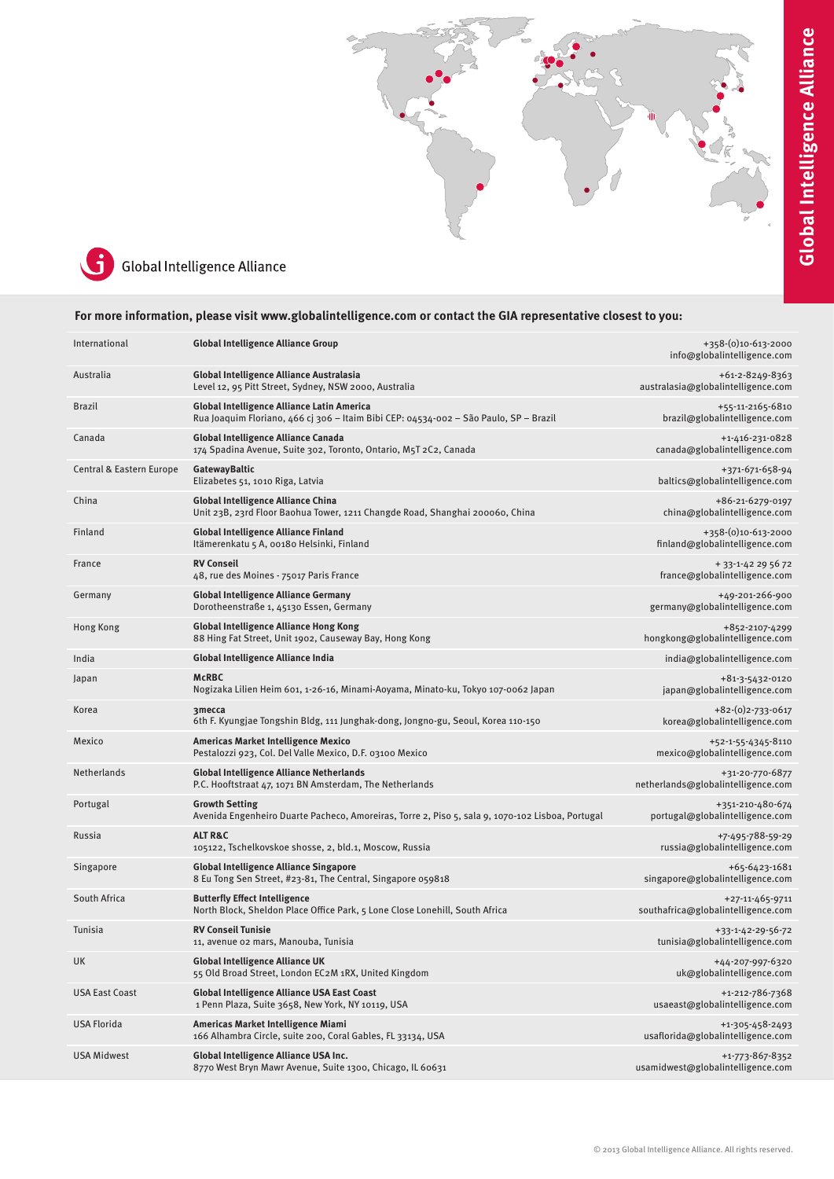Global Intelligence Alliance

Global Intelligence Alliance

**For more information, please visit www.globalintelligence.com or contact the GIA representative closest to you:**

| | | |
|---|---|---|
| International | **Global Intelligence Alliance Group** | +358-(0)10-613-2000<br>info@globalintelligence.com |
| Australia | **Global Intelligence Alliance Australasia**<br>Level 12, 95 Pitt Street, Sydney, NSW 2000, Australia | +61-2-8249-8363<br>australasia@globalintelligence.com |
| Brazil | **Global Intelligence Alliance Latin America**<br>Rua Joaquim Floriano, 466 cj 306 – Itaim Bibi CEP: 04534-002 – São Paulo, SP – Brazil | +55-11-2165-6810<br>brazil@globalintelligence.com |
| Canada | **Global Intelligence Alliance Canada**<br>174 Spadina Avenue, Suite 302, Toronto, Ontario, M5T 2C2, Canada | +1-416-231-0828<br>canada@globalintelligence.com |
| Central & Eastern Europe | **GatewayBaltic**<br>Elizabetes 51, 1010 Riga, Latvia | +371-671-658-94<br>baltics@globalintelligence.com |
| China | **Global Intelligence Alliance China**<br>Unit 23B, 23rd Floor Baohua Tower, 1211 Changde Road, Shanghai 200060, China | +86-21-6279-0197<br>china@globalintelligence.com |
| Finland | **Global Intelligence Alliance Finland**<br>Itämerenkatu 5 A, 00180 Helsinki, Finland | +358-(0)10-613-2000<br>finland@globalintelligence.com |
| France | **RV Conseil**<br>48, rue des Moines - 75017 Paris France | + 33-1-42 29 56 72<br>france@globalintelligence.com |
| Germany | **Global Intelligence Alliance Germany**<br>Dorotheenstraße 1, 45130 Essen, Germany | +49-201-266-900<br>germany@globalintelligence.com |
| Hong Kong | **Global Intelligence Alliance Hong Kong**<br>88 Hing Fat Street, Unit 1902, Causeway Bay, Hong Kong | +852-2107-4299<br>hongkong@globalintelligence.com |
| India | **Global Intelligence Alliance India** | india@globalintelligence.com |
| Japan | **McRBC**<br>Nogizaka Lilien Heim 601, 1-26-16, Minami-Aoyama, Minato-ku, Tokyo 107-0062 Japan | +81-3-5432-0120<br>japan@globalintelligence.com |
| Korea | **3mecca**<br>6th F. Kyungjae Tongshin Bldg, 111 Junghak-dong, Jongno-gu, Seoul, Korea 110-150 | +82-(0)2-733-0617<br>korea@globalintelligence.com |
| Mexico | **Americas Market Intelligence Mexico**<br>Pestalozzi 923, Col. Del Valle Mexico, D.F. 03100 Mexico | +52-1-55-4345-8110<br>mexico@globalintelligence.com |
| Netherlands | **Global Intelligence Alliance Netherlands**<br>P.C. Hooftstraat 47, 1071 BN Amsterdam, The Netherlands | +31-20-770-6877<br>netherlands@globalintelligence.com |
| Portugal | **Growth Setting**<br>Avenida Engenheiro Duarte Pacheco, Amoreiras, Torre 2, Piso 5, sala 9, 1070-102 Lisboa, Portugal | +351-210-480-674<br>portugal@globalintelligence.com |
| Russia | **ALT R&C**<br>105122, Tschelkovskoe shosse, 2, bld.1, Moscow, Russia | +7-495-788-59-29<br>russia@globalintelligence.com |
| Singapore | **Global Intelligence Alliance Singapore**<br>8 Eu Tong Sen Street, #23-81, The Central, Singapore 059818 | +65-6423-1681<br>singapore@globalintelligence.com |
| South Africa | **Butterfly Effect Intelligence**<br>North Block, Sheldon Place Office Park, 5 Lone Close Lonehill, South Africa | +27-11-465-9711<br>southafrica@globalintelligence.com |
| Tunisia | **RV Conseil Tunisie**<br>11, avenue 02 mars, Manouba, Tunisia | +33-1-42-29-56-72<br>tunisia@globalintelligence.com |
| UK | **Global Intelligence Alliance UK**<br>55 Old Broad Street, London EC2M 1RX, United Kingdom | +44-207-997-6320<br>uk@globalintelligence.com |
| USA East Coast | **Global Intelligence Alliance USA East Coast**<br>1 Penn Plaza, Suite 3658, New York, NY 10119, USA | +1-212-786-7368<br>usaeast@globalintelligence.com |
| USA Florida | **Americas Market Intelligence Miami**<br>166 Alhambra Circle, suite 200, Coral Gables, FL 33134, USA | +1-305-458-2493<br>usaflorida@globalintelligence.com |
| USA Midwest | **Global Intelligence Alliance USA Inc.**<br>8770 West Bryn Mawr Avenue, Suite 1300, Chicago, IL 60631 | +1-773-867-8352<br>usamidwest@globalintelligence.com |

© 2013 Global Intelligence Alliance. All rights reserved.